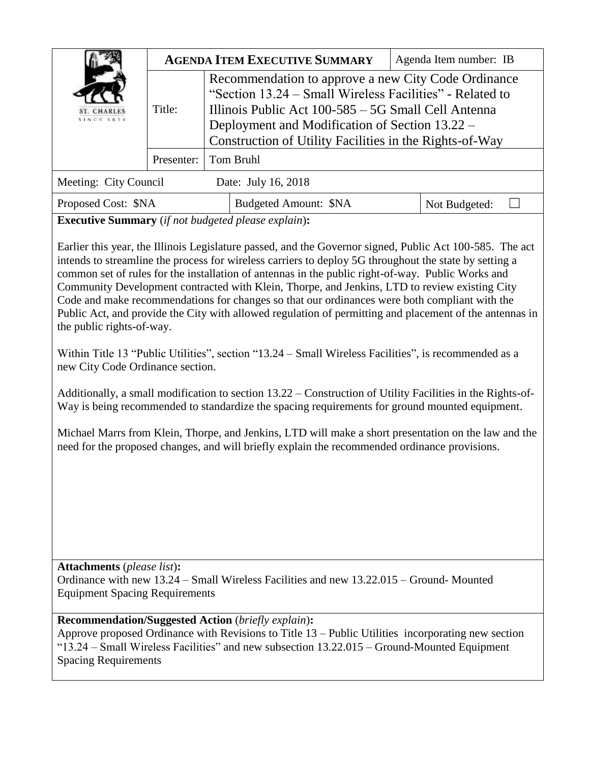| ST. CHARLES SINCE 1834 | **AGENDA ITEM EXECUTIVE SUMMARY** | | Agenda Item number: IB |
|---|---|---|---|
| | Title: | Recommendation to approve a new City Code Ordinance "Section 13.24 – Small Wireless Facilities" - Related to Illinois Public Act 100-585 – 5G Small Cell Antenna Deployment and Modification of Section 13.22 – Construction of Utility Facilities in the Rights-of-Way | |
| | Presenter: | Tom Bruhl | |

| Meeting: City Council | Date: July 16, 2018 | |
|---|---|---|
| Proposed Cost: $NA | Budgeted Amount: $NA | Not Budgeted: ☐ |

**Executive Summary** (*if not budgeted please explain*)**:**

Earlier this year, the Illinois Legislature passed, and the Governor signed, Public Act 100-585. The act intends to streamline the process for wireless carriers to deploy 5G throughout the state by setting a common set of rules for the installation of antennas in the public right-of-way. Public Works and Community Development contracted with Klein, Thorpe, and Jenkins, LTD to review existing City Code and make recommendations for changes so that our ordinances were both compliant with the Public Act, and provide the City with allowed regulation of permitting and placement of the antennas in the public rights-of-way.

Within Title 13 "Public Utilities", section "13.24 – Small Wireless Facilities", is recommended as a new City Code Ordinance section.

Additionally, a small modification to section 13.22 – Construction of Utility Facilities in the Rights-of-Way is being recommended to standardize the spacing requirements for ground mounted equipment.

Michael Marrs from Klein, Thorpe, and Jenkins, LTD will make a short presentation on the law and the need for the proposed changes, and will briefly explain the recommended ordinance provisions.

**Attachments** (*please list*)**:**

Ordinance with new 13.24 – Small Wireless Facilities and new 13.22.015 – Ground- Mounted Equipment Spacing Requirements

**Recommendation/Suggested Action** (*briefly explain*)**:**

Approve proposed Ordinance with Revisions to Title 13 – Public Utilities incorporating new section "13.24 – Small Wireless Facilities" and new subsection 13.22.015 – Ground-Mounted Equipment Spacing Requirements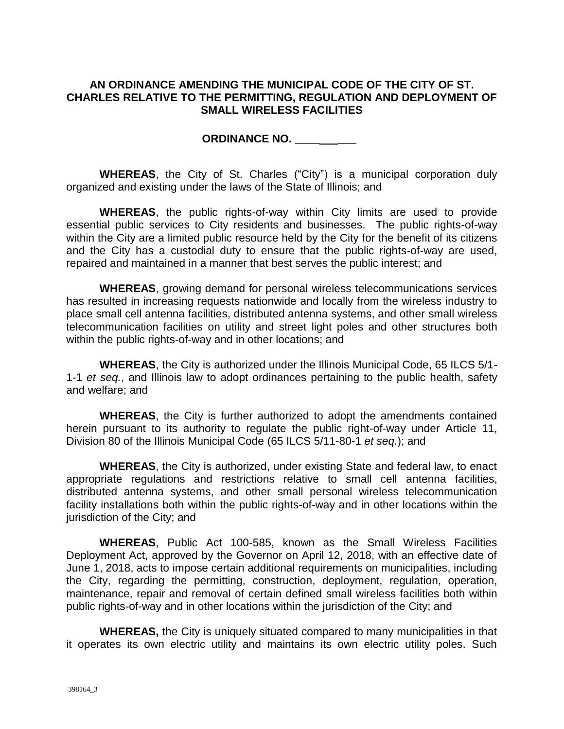**AN ORDINANCE AMENDING THE MUNICIPAL CODE OF THE CITY OF ST. CHARLES RELATIVE TO THE PERMITTING, REGULATION AND DEPLOYMENT OF SMALL WIRELESS FACILITIES**

**ORDINANCE NO. __________**

**WHEREAS**, the City of St. Charles ("City") is a municipal corporation duly organized and existing under the laws of the State of Illinois; and

**WHEREAS**, the public rights-of-way within City limits are used to provide essential public services to City residents and businesses. The public rights-of-way within the City are a limited public resource held by the City for the benefit of its citizens and the City has a custodial duty to ensure that the public rights-of-way are used, repaired and maintained in a manner that best serves the public interest; and

**WHEREAS**, growing demand for personal wireless telecommunications services has resulted in increasing requests nationwide and locally from the wireless industry to place small cell antenna facilities, distributed antenna systems, and other small wireless telecommunication facilities on utility and street light poles and other structures both within the public rights-of-way and in other locations; and

**WHEREAS**, the City is authorized under the Illinois Municipal Code, 65 ILCS 5/1-1-1 *et seq.*, and Illinois law to adopt ordinances pertaining to the public health, safety and welfare; and

**WHEREAS**, the City is further authorized to adopt the amendments contained herein pursuant to its authority to regulate the public right-of-way under Article 11, Division 80 of the Illinois Municipal Code (65 ILCS 5/11-80-1 *et seq.*); and

**WHEREAS**, the City is authorized, under existing State and federal law, to enact appropriate regulations and restrictions relative to small cell antenna facilities, distributed antenna systems, and other small personal wireless telecommunication facility installations both within the public rights-of-way and in other locations within the jurisdiction of the City; and

**WHEREAS**, Public Act 100-585, known as the Small Wireless Facilities Deployment Act, approved by the Governor on April 12, 2018, with an effective date of June 1, 2018, acts to impose certain additional requirements on municipalities, including the City, regarding the permitting, construction, deployment, regulation, operation, maintenance, repair and removal of certain defined small wireless facilities both within public rights-of-way and in other locations within the jurisdiction of the City; and

**WHEREAS,** the City is uniquely situated compared to many municipalities in that it operates its own electric utility and maintains its own electric utility poles. Such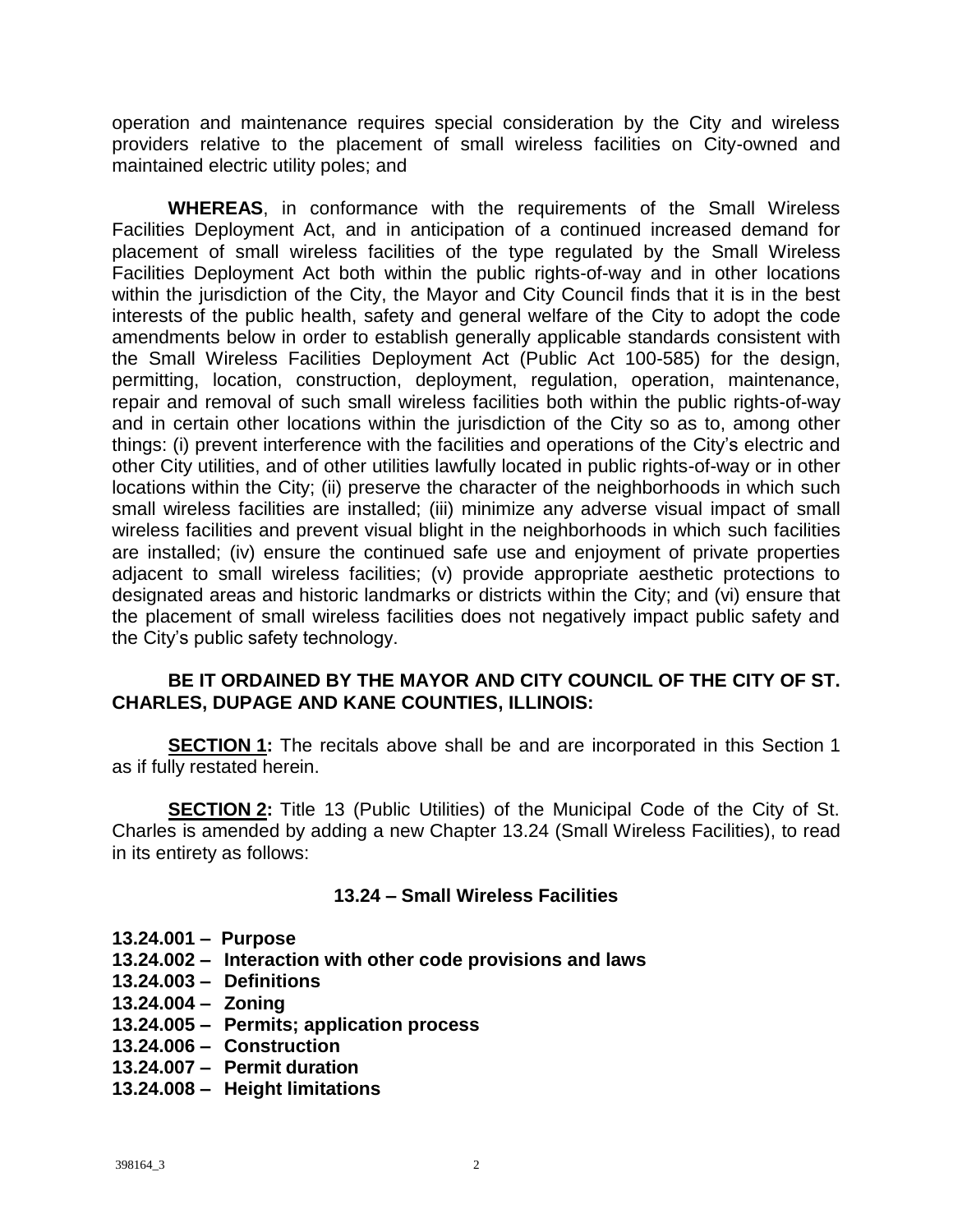operation and maintenance requires special consideration by the City and wireless providers relative to the placement of small wireless facilities on City-owned and maintained electric utility poles; and

**WHEREAS**, in conformance with the requirements of the Small Wireless Facilities Deployment Act, and in anticipation of a continued increased demand for placement of small wireless facilities of the type regulated by the Small Wireless Facilities Deployment Act both within the public rights-of-way and in other locations within the jurisdiction of the City, the Mayor and City Council finds that it is in the best interests of the public health, safety and general welfare of the City to adopt the code amendments below in order to establish generally applicable standards consistent with the Small Wireless Facilities Deployment Act (Public Act 100-585) for the design, permitting, location, construction, deployment, regulation, operation, maintenance, repair and removal of such small wireless facilities both within the public rights-of-way and in certain other locations within the jurisdiction of the City so as to, among other things: (i) prevent interference with the facilities and operations of the City's electric and other City utilities, and of other utilities lawfully located in public rights-of-way or in other locations within the City; (ii) preserve the character of the neighborhoods in which such small wireless facilities are installed; (iii) minimize any adverse visual impact of small wireless facilities and prevent visual blight in the neighborhoods in which such facilities are installed; (iv) ensure the continued safe use and enjoyment of private properties adjacent to small wireless facilities; (v) provide appropriate aesthetic protections to designated areas and historic landmarks or districts within the City; and (vi) ensure that the placement of small wireless facilities does not negatively impact public safety and the City's public safety technology.

**BE IT ORDAINED BY THE MAYOR AND CITY COUNCIL OF THE CITY OF ST. CHARLES, DUPAGE AND KANE COUNTIES, ILLINOIS:**

**SECTION 1:** The recitals above shall be and are incorporated in this Section 1 as if fully restated herein.

**SECTION 2:** Title 13 (Public Utilities) of the Municipal Code of the City of St. Charles is amended by adding a new Chapter 13.24 (Small Wireless Facilities), to read in its entirety as follows:

## 13.24 – Small Wireless Facilities

**13.24.001 – Purpose**
**13.24.002 – Interaction with other code provisions and laws**
**13.24.003 – Definitions**
**13.24.004 – Zoning**
**13.24.005 – Permits; application process**
**13.24.006 – Construction**
**13.24.007 – Permit duration**
**13.24.008 – Height limitations**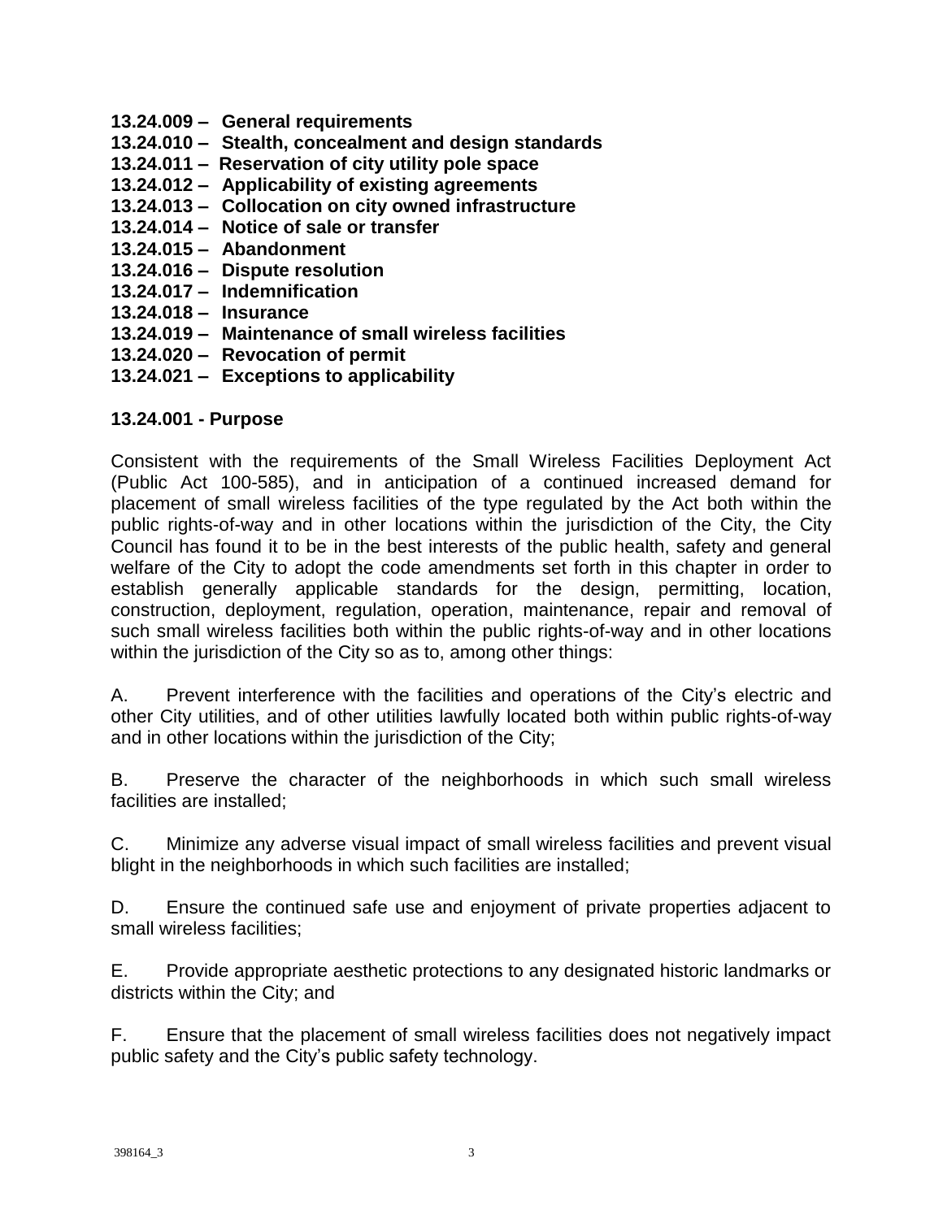**13.24.009 – General requirements**
**13.24.010 – Stealth, concealment and design standards**
**13.24.011 – Reservation of city utility pole space**
**13.24.012 – Applicability of existing agreements**
**13.24.013 – Collocation on city owned infrastructure**
**13.24.014 – Notice of sale or transfer**
**13.24.015 – Abandonment**
**13.24.016 – Dispute resolution**
**13.24.017 – Indemnification**
**13.24.018 – Insurance**
**13.24.019 – Maintenance of small wireless facilities**
**13.24.020 – Revocation of permit**
**13.24.021 – Exceptions to applicability**

**13.24.001 - Purpose**

Consistent with the requirements of the Small Wireless Facilities Deployment Act (Public Act 100-585), and in anticipation of a continued increased demand for placement of small wireless facilities of the type regulated by the Act both within the public rights-of-way and in other locations within the jurisdiction of the City, the City Council has found it to be in the best interests of the public health, safety and general welfare of the City to adopt the code amendments set forth in this chapter in order to establish generally applicable standards for the design, permitting, location, construction, deployment, regulation, operation, maintenance, repair and removal of such small wireless facilities both within the public rights-of-way and in other locations within the jurisdiction of the City so as to, among other things:

A. Prevent interference with the facilities and operations of the City's electric and other City utilities, and of other utilities lawfully located both within public rights-of-way and in other locations within the jurisdiction of the City;

B. Preserve the character of the neighborhoods in which such small wireless facilities are installed;

C. Minimize any adverse visual impact of small wireless facilities and prevent visual blight in the neighborhoods in which such facilities are installed;

D. Ensure the continued safe use and enjoyment of private properties adjacent to small wireless facilities;

E. Provide appropriate aesthetic protections to any designated historic landmarks or districts within the City; and

F. Ensure that the placement of small wireless facilities does not negatively impact public safety and the City's public safety technology.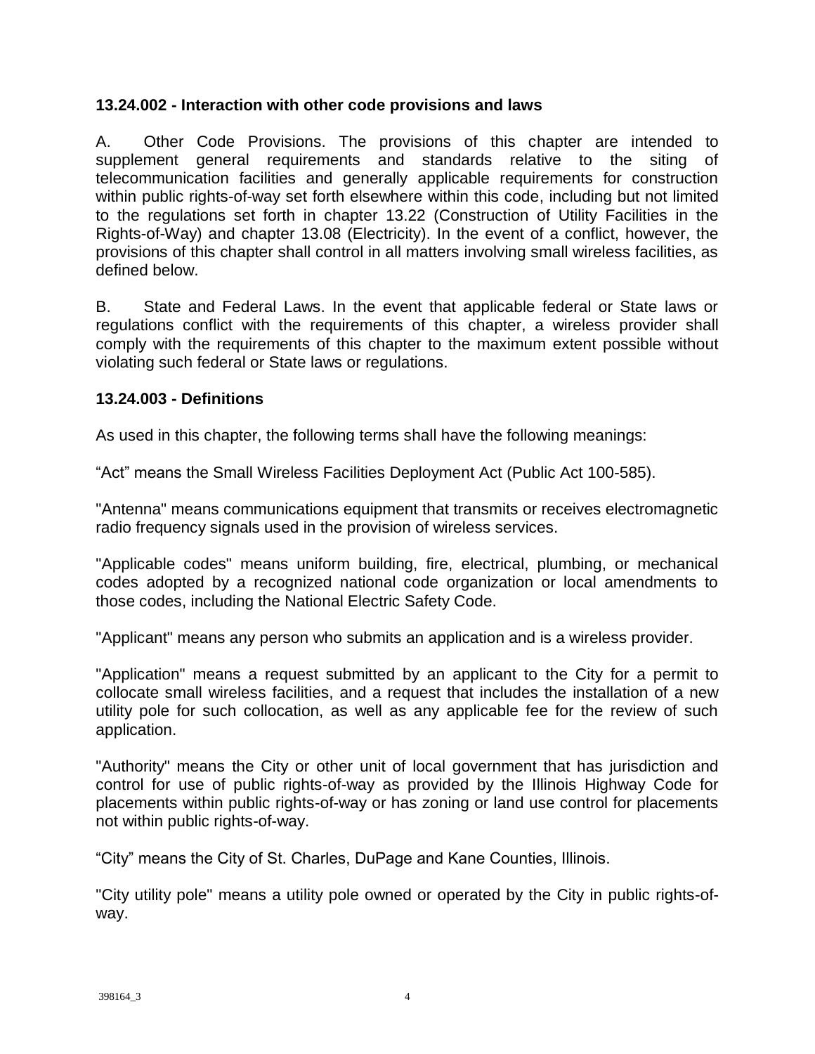### 13.24.002 - Interaction with other code provisions and laws

A. Other Code Provisions. The provisions of this chapter are intended to supplement general requirements and standards relative to the siting of telecommunication facilities and generally applicable requirements for construction within public rights-of-way set forth elsewhere within this code, including but not limited to the regulations set forth in chapter 13.22 (Construction of Utility Facilities in the Rights-of-Way) and chapter 13.08 (Electricity). In the event of a conflict, however, the provisions of this chapter shall control in all matters involving small wireless facilities, as defined below.

B. State and Federal Laws. In the event that applicable federal or State laws or regulations conflict with the requirements of this chapter, a wireless provider shall comply with the requirements of this chapter to the maximum extent possible without violating such federal or State laws or regulations.

### 13.24.003 - Definitions

As used in this chapter, the following terms shall have the following meanings:

“Act” means the Small Wireless Facilities Deployment Act (Public Act 100-585).

"Antenna" means communications equipment that transmits or receives electromagnetic radio frequency signals used in the provision of wireless services.

"Applicable codes" means uniform building, fire, electrical, plumbing, or mechanical codes adopted by a recognized national code organization or local amendments to those codes, including the National Electric Safety Code.

"Applicant" means any person who submits an application and is a wireless provider.

"Application" means a request submitted by an applicant to the City for a permit to collocate small wireless facilities, and a request that includes the installation of a new utility pole for such collocation, as well as any applicable fee for the review of such application.

"Authority" means the City or other unit of local government that has jurisdiction and control for use of public rights-of-way as provided by the Illinois Highway Code for placements within public rights-of-way or has zoning or land use control for placements not within public rights-of-way.

“City” means the City of St. Charles, DuPage and Kane Counties, Illinois.

"City utility pole" means a utility pole owned or operated by the City in public rights-of-way.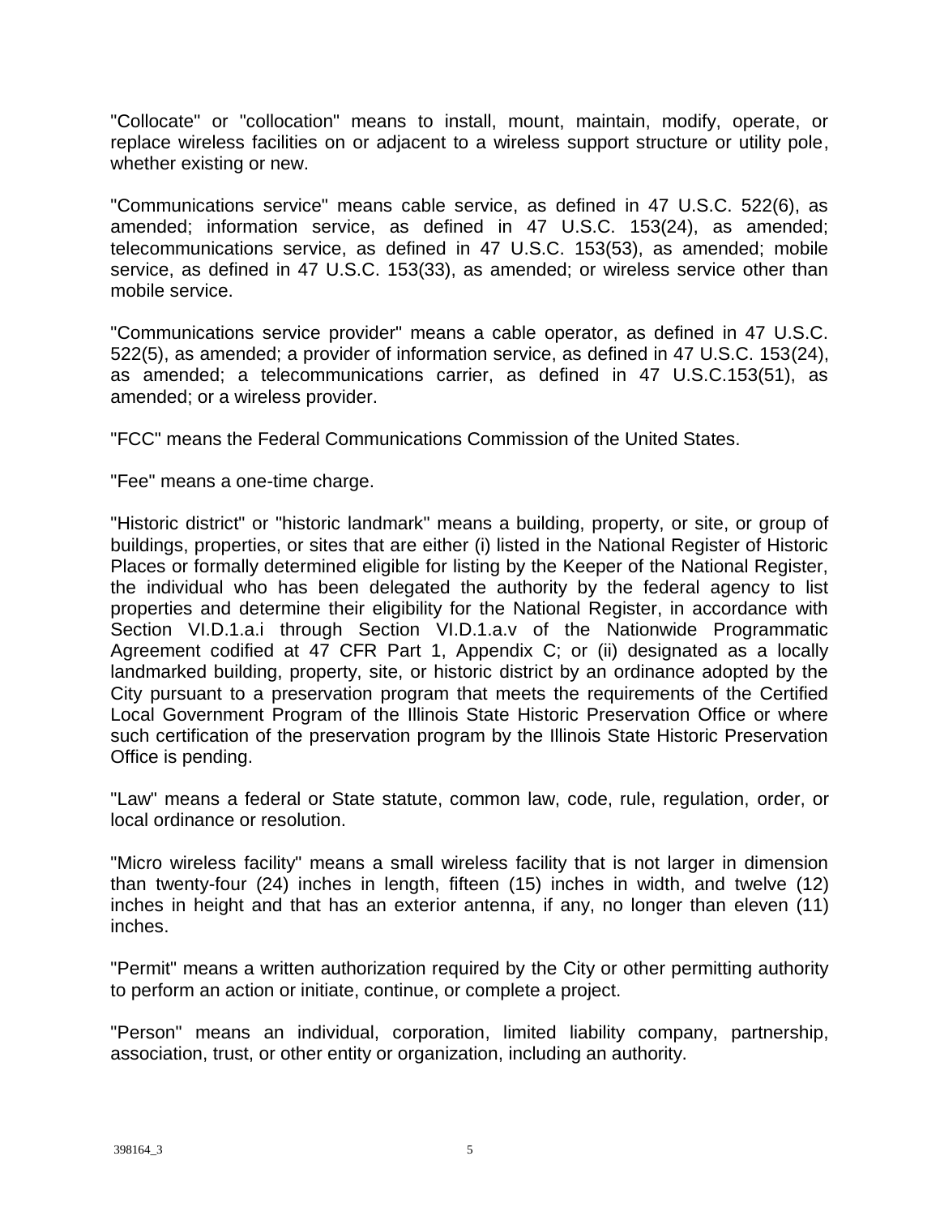"Collocate" or "collocation" means to install, mount, maintain, modify, operate, or replace wireless facilities on or adjacent to a wireless support structure or utility pole, whether existing or new.

"Communications service" means cable service, as defined in 47 U.S.C. 522(6), as amended; information service, as defined in 47 U.S.C. 153(24), as amended; telecommunications service, as defined in 47 U.S.C. 153(53), as amended; mobile service, as defined in 47 U.S.C. 153(33), as amended; or wireless service other than mobile service.

"Communications service provider" means a cable operator, as defined in 47 U.S.C. 522(5), as amended; a provider of information service, as defined in 47 U.S.C. 153(24), as amended; a telecommunications carrier, as defined in 47 U.S.C.153(51), as amended; or a wireless provider.

"FCC" means the Federal Communications Commission of the United States.

"Fee" means a one-time charge.

"Historic district" or "historic landmark" means a building, property, or site, or group of buildings, properties, or sites that are either (i) listed in the National Register of Historic Places or formally determined eligible for listing by the Keeper of the National Register, the individual who has been delegated the authority by the federal agency to list properties and determine their eligibility for the National Register, in accordance with Section VI.D.1.a.i through Section VI.D.1.a.v of the Nationwide Programmatic Agreement codified at 47 CFR Part 1, Appendix C; or (ii) designated as a locally landmarked building, property, site, or historic district by an ordinance adopted by the City pursuant to a preservation program that meets the requirements of the Certified Local Government Program of the Illinois State Historic Preservation Office or where such certification of the preservation program by the Illinois State Historic Preservation Office is pending.

"Law" means a federal or State statute, common law, code, rule, regulation, order, or local ordinance or resolution.

"Micro wireless facility" means a small wireless facility that is not larger in dimension than twenty-four (24) inches in length, fifteen (15) inches in width, and twelve (12) inches in height and that has an exterior antenna, if any, no longer than eleven (11) inches.

"Permit" means a written authorization required by the City or other permitting authority to perform an action or initiate, continue, or complete a project.

"Person" means an individual, corporation, limited liability company, partnership, association, trust, or other entity or organization, including an authority.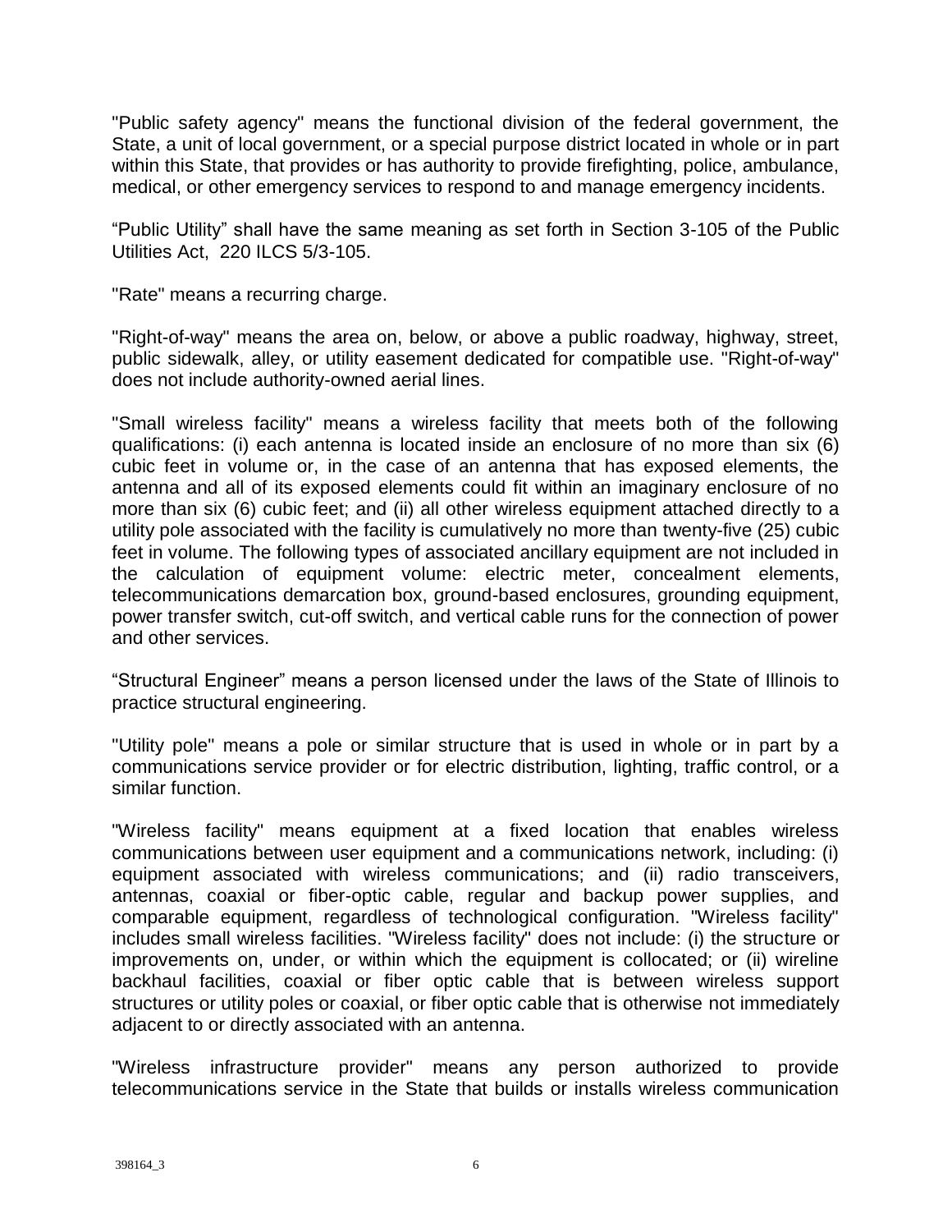"Public safety agency" means the functional division of the federal government, the State, a unit of local government, or a special purpose district located in whole or in part within this State, that provides or has authority to provide firefighting, police, ambulance, medical, or other emergency services to respond to and manage emergency incidents.

“Public Utility” shall have the same meaning as set forth in Section 3-105 of the Public Utilities Act, 220 ILCS 5/3-105.

"Rate" means a recurring charge.

"Right-of-way" means the area on, below, or above a public roadway, highway, street, public sidewalk, alley, or utility easement dedicated for compatible use. "Right-of-way" does not include authority-owned aerial lines.

"Small wireless facility" means a wireless facility that meets both of the following qualifications: (i) each antenna is located inside an enclosure of no more than six (6) cubic feet in volume or, in the case of an antenna that has exposed elements, the antenna and all of its exposed elements could fit within an imaginary enclosure of no more than six (6) cubic feet; and (ii) all other wireless equipment attached directly to a utility pole associated with the facility is cumulatively no more than twenty-five (25) cubic feet in volume. The following types of associated ancillary equipment are not included in the calculation of equipment volume: electric meter, concealment elements, telecommunications demarcation box, ground-based enclosures, grounding equipment, power transfer switch, cut-off switch, and vertical cable runs for the connection of power and other services.

“Structural Engineer” means a person licensed under the laws of the State of Illinois to practice structural engineering.

"Utility pole" means a pole or similar structure that is used in whole or in part by a communications service provider or for electric distribution, lighting, traffic control, or a similar function.

"Wireless facility" means equipment at a fixed location that enables wireless communications between user equipment and a communications network, including: (i) equipment associated with wireless communications; and (ii) radio transceivers, antennas, coaxial or fiber-optic cable, regular and backup power supplies, and comparable equipment, regardless of technological configuration. "Wireless facility" includes small wireless facilities. "Wireless facility" does not include: (i) the structure or improvements on, under, or within which the equipment is collocated; or (ii) wireline backhaul facilities, coaxial or fiber optic cable that is between wireless support structures or utility poles or coaxial, or fiber optic cable that is otherwise not immediately adjacent to or directly associated with an antenna.

"Wireless infrastructure provider" means any person authorized to provide telecommunications service in the State that builds or installs wireless communication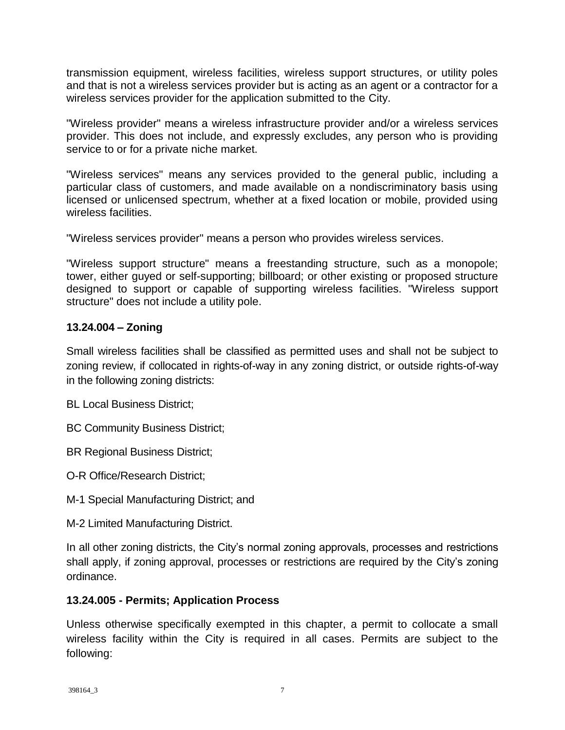transmission equipment, wireless facilities, wireless support structures, or utility poles and that is not a wireless services provider but is acting as an agent or a contractor for a wireless services provider for the application submitted to the City.

"Wireless provider" means a wireless infrastructure provider and/or a wireless services provider. This does not include, and expressly excludes, any person who is providing service to or for a private niche market.

"Wireless services" means any services provided to the general public, including a particular class of customers, and made available on a nondiscriminatory basis using licensed or unlicensed spectrum, whether at a fixed location or mobile, provided using wireless facilities.

"Wireless services provider" means a person who provides wireless services.

"Wireless support structure" means a freestanding structure, such as a monopole; tower, either guyed or self-supporting; billboard; or other existing or proposed structure designed to support or capable of supporting wireless facilities. "Wireless support structure" does not include a utility pole.

**13.24.004 – Zoning**

Small wireless facilities shall be classified as permitted uses and shall not be subject to zoning review, if collocated in rights-of-way in any zoning district, or outside rights-of-way in the following zoning districts:

BL Local Business District;

BC Community Business District;

BR Regional Business District;

O-R Office/Research District;

M-1 Special Manufacturing District; and

M-2 Limited Manufacturing District.

In all other zoning districts, the City's normal zoning approvals, processes and restrictions shall apply, if zoning approval, processes or restrictions are required by the City's zoning ordinance.

**13.24.005 - Permits; Application Process**

Unless otherwise specifically exempted in this chapter, a permit to collocate a small wireless facility within the City is required in all cases. Permits are subject to the following: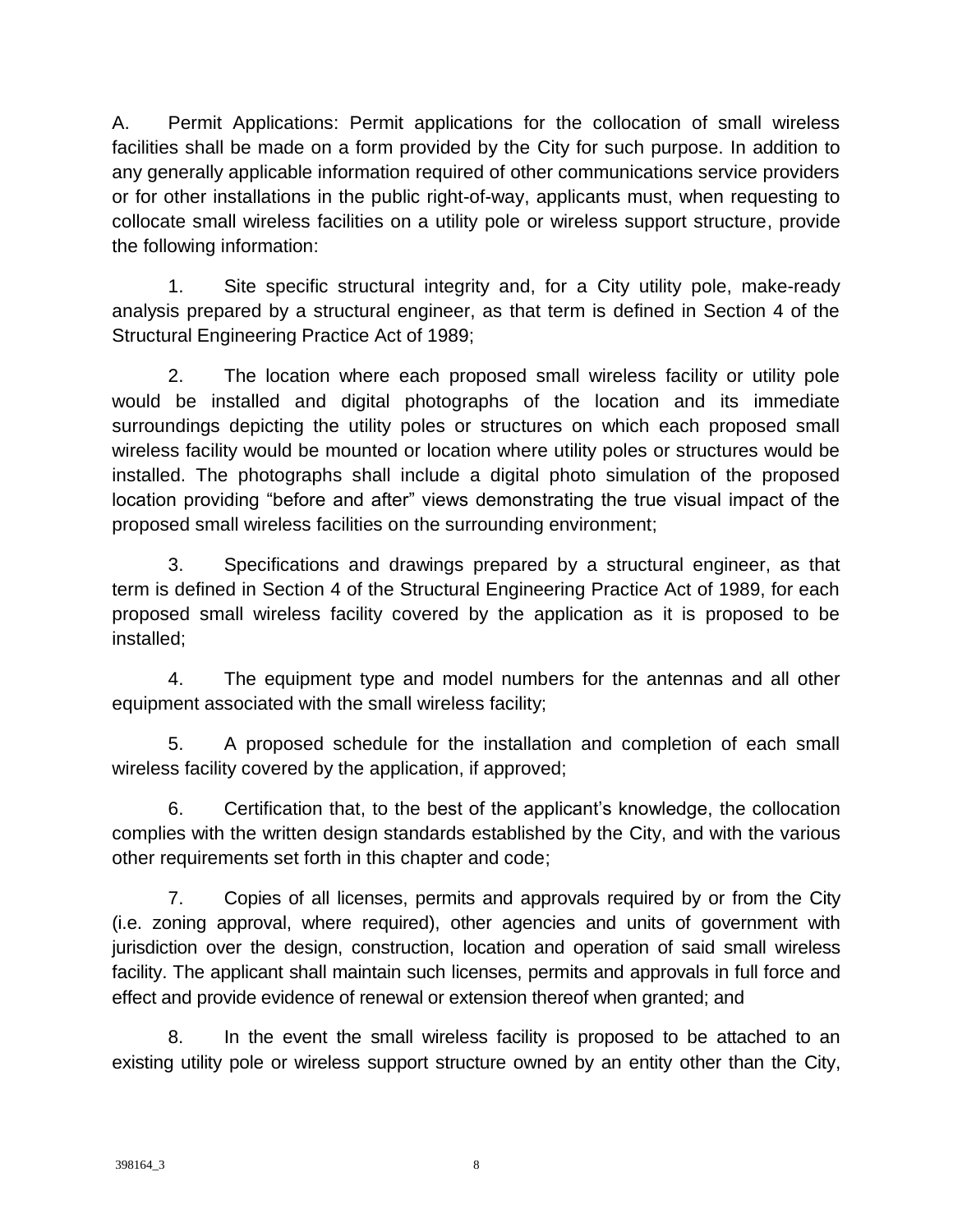A. Permit Applications: Permit applications for the collocation of small wireless facilities shall be made on a form provided by the City for such purpose. In addition to any generally applicable information required of other communications service providers or for other installations in the public right-of-way, applicants must, when requesting to collocate small wireless facilities on a utility pole or wireless support structure, provide the following information:

1. Site specific structural integrity and, for a City utility pole, make-ready analysis prepared by a structural engineer, as that term is defined in Section 4 of the Structural Engineering Practice Act of 1989;

2. The location where each proposed small wireless facility or utility pole would be installed and digital photographs of the location and its immediate surroundings depicting the utility poles or structures on which each proposed small wireless facility would be mounted or location where utility poles or structures would be installed. The photographs shall include a digital photo simulation of the proposed location providing "before and after" views demonstrating the true visual impact of the proposed small wireless facilities on the surrounding environment;

3. Specifications and drawings prepared by a structural engineer, as that term is defined in Section 4 of the Structural Engineering Practice Act of 1989, for each proposed small wireless facility covered by the application as it is proposed to be installed;

4. The equipment type and model numbers for the antennas and all other equipment associated with the small wireless facility;

5. A proposed schedule for the installation and completion of each small wireless facility covered by the application, if approved;

6. Certification that, to the best of the applicant's knowledge, the collocation complies with the written design standards established by the City, and with the various other requirements set forth in this chapter and code;

7. Copies of all licenses, permits and approvals required by or from the City (i.e. zoning approval, where required), other agencies and units of government with jurisdiction over the design, construction, location and operation of said small wireless facility. The applicant shall maintain such licenses, permits and approvals in full force and effect and provide evidence of renewal or extension thereof when granted; and

8. In the event the small wireless facility is proposed to be attached to an existing utility pole or wireless support structure owned by an entity other than the City,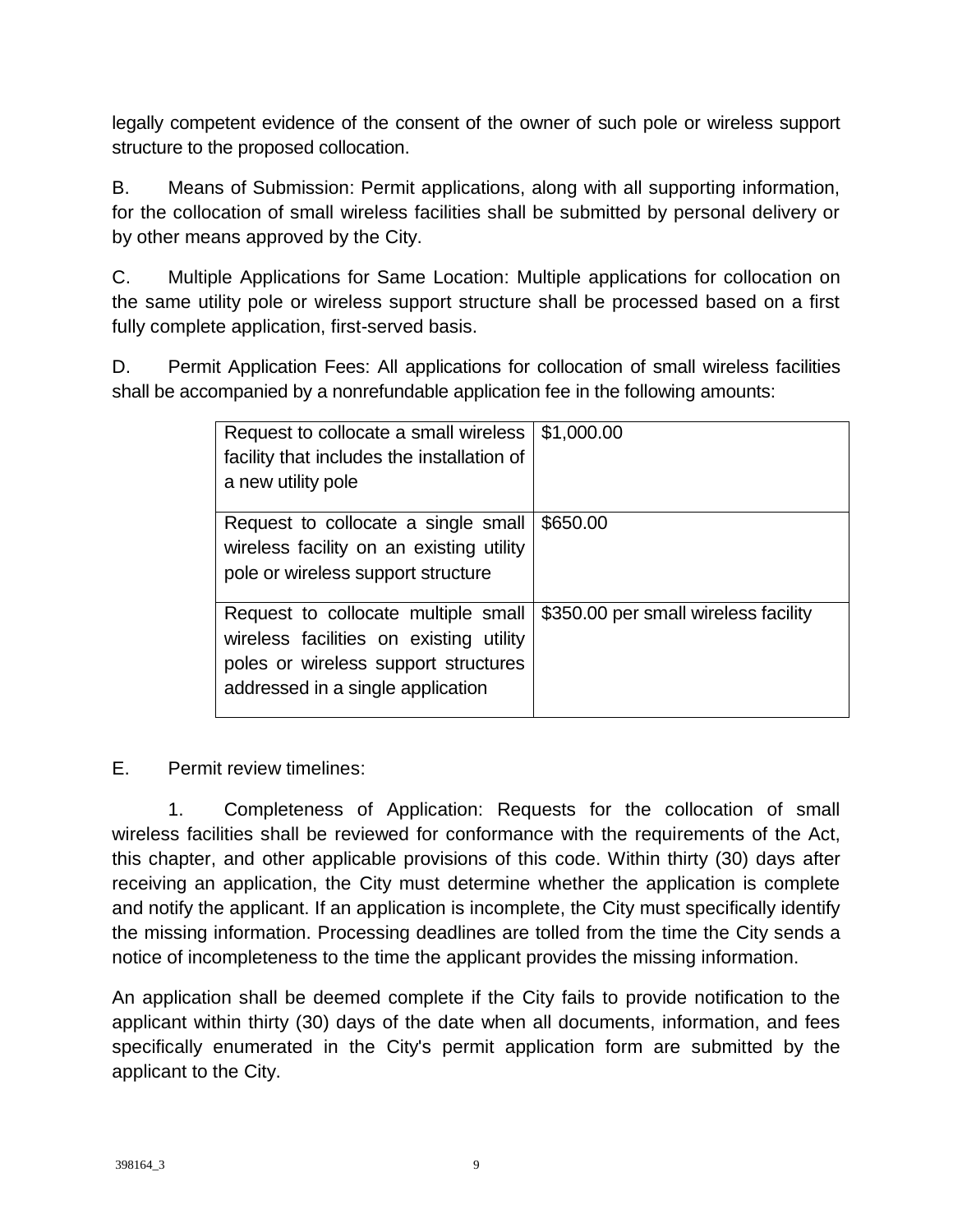legally competent evidence of the consent of the owner of such pole or wireless support structure to the proposed collocation.

B. Means of Submission: Permit applications, along with all supporting information, for the collocation of small wireless facilities shall be submitted by personal delivery or by other means approved by the City.

C. Multiple Applications for Same Location: Multiple applications for collocation on the same utility pole or wireless support structure shall be processed based on a first fully complete application, first-served basis.

D. Permit Application Fees: All applications for collocation of small wireless facilities shall be accompanied by a nonrefundable application fee in the following amounts:

| | |
|---|---|
| Request to collocate a small wireless facility that includes the installation of a new utility pole | $1,000.00 |
| Request to collocate a single small wireless facility on an existing utility pole or wireless support structure | $650.00 |
| Request to collocate multiple small wireless facilities on existing utility poles or wireless support structures addressed in a single application | $350.00 per small wireless facility |

E. Permit review timelines:

1. Completeness of Application: Requests for the collocation of small wireless facilities shall be reviewed for conformance with the requirements of the Act, this chapter, and other applicable provisions of this code. Within thirty (30) days after receiving an application, the City must determine whether the application is complete and notify the applicant. If an application is incomplete, the City must specifically identify the missing information. Processing deadlines are tolled from the time the City sends a notice of incompleteness to the time the applicant provides the missing information.

An application shall be deemed complete if the City fails to provide notification to the applicant within thirty (30) days of the date when all documents, information, and fees specifically enumerated in the City's permit application form are submitted by the applicant to the City.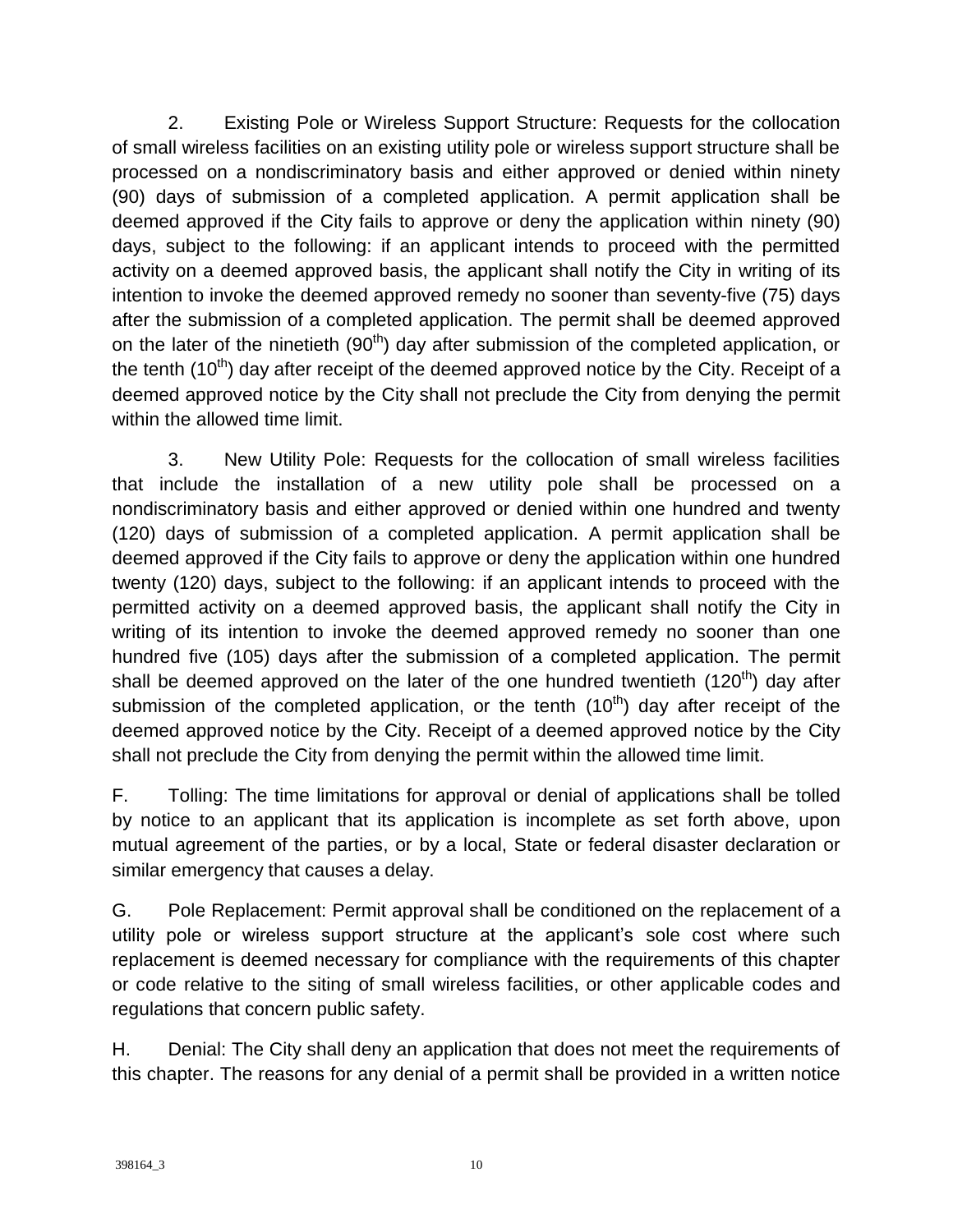2. Existing Pole or Wireless Support Structure: Requests for the collocation of small wireless facilities on an existing utility pole or wireless support structure shall be processed on a nondiscriminatory basis and either approved or denied within ninety (90) days of submission of a completed application. A permit application shall be deemed approved if the City fails to approve or deny the application within ninety (90) days, subject to the following: if an applicant intends to proceed with the permitted activity on a deemed approved basis, the applicant shall notify the City in writing of its intention to invoke the deemed approved remedy no sooner than seventy-five (75) days after the submission of a completed application. The permit shall be deemed approved on the later of the ninetieth (90th) day after submission of the completed application, or the tenth (10th) day after receipt of the deemed approved notice by the City. Receipt of a deemed approved notice by the City shall not preclude the City from denying the permit within the allowed time limit.

3. New Utility Pole: Requests for the collocation of small wireless facilities that include the installation of a new utility pole shall be processed on a nondiscriminatory basis and either approved or denied within one hundred and twenty (120) days of submission of a completed application. A permit application shall be deemed approved if the City fails to approve or deny the application within one hundred twenty (120) days, subject to the following: if an applicant intends to proceed with the permitted activity on a deemed approved basis, the applicant shall notify the City in writing of its intention to invoke the deemed approved remedy no sooner than one hundred five (105) days after the submission of a completed application. The permit shall be deemed approved on the later of the one hundred twentieth (120th) day after submission of the completed application, or the tenth (10th) day after receipt of the deemed approved notice by the City. Receipt of a deemed approved notice by the City shall not preclude the City from denying the permit within the allowed time limit.

F. Tolling: The time limitations for approval or denial of applications shall be tolled by notice to an applicant that its application is incomplete as set forth above, upon mutual agreement of the parties, or by a local, State or federal disaster declaration or similar emergency that causes a delay.

G. Pole Replacement: Permit approval shall be conditioned on the replacement of a utility pole or wireless support structure at the applicant's sole cost where such replacement is deemed necessary for compliance with the requirements of this chapter or code relative to the siting of small wireless facilities, or other applicable codes and regulations that concern public safety.

H. Denial: The City shall deny an application that does not meet the requirements of this chapter. The reasons for any denial of a permit shall be provided in a written notice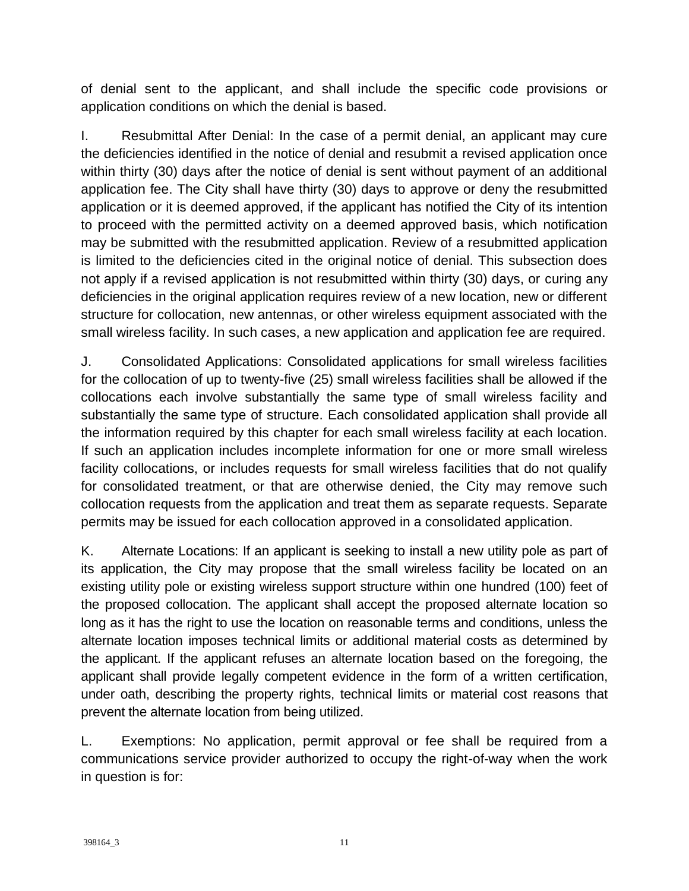of denial sent to the applicant, and shall include the specific code provisions or application conditions on which the denial is based.

I. Resubmittal After Denial: In the case of a permit denial, an applicant may cure the deficiencies identified in the notice of denial and resubmit a revised application once within thirty (30) days after the notice of denial is sent without payment of an additional application fee. The City shall have thirty (30) days to approve or deny the resubmitted application or it is deemed approved, if the applicant has notified the City of its intention to proceed with the permitted activity on a deemed approved basis, which notification may be submitted with the resubmitted application. Review of a resubmitted application is limited to the deficiencies cited in the original notice of denial. This subsection does not apply if a revised application is not resubmitted within thirty (30) days, or curing any deficiencies in the original application requires review of a new location, new or different structure for collocation, new antennas, or other wireless equipment associated with the small wireless facility. In such cases, a new application and application fee are required.

J. Consolidated Applications: Consolidated applications for small wireless facilities for the collocation of up to twenty-five (25) small wireless facilities shall be allowed if the collocations each involve substantially the same type of small wireless facility and substantially the same type of structure. Each consolidated application shall provide all the information required by this chapter for each small wireless facility at each location. If such an application includes incomplete information for one or more small wireless facility collocations, or includes requests for small wireless facilities that do not qualify for consolidated treatment, or that are otherwise denied, the City may remove such collocation requests from the application and treat them as separate requests. Separate permits may be issued for each collocation approved in a consolidated application.

K. Alternate Locations: If an applicant is seeking to install a new utility pole as part of its application, the City may propose that the small wireless facility be located on an existing utility pole or existing wireless support structure within one hundred (100) feet of the proposed collocation. The applicant shall accept the proposed alternate location so long as it has the right to use the location on reasonable terms and conditions, unless the alternate location imposes technical limits or additional material costs as determined by the applicant. If the applicant refuses an alternate location based on the foregoing, the applicant shall provide legally competent evidence in the form of a written certification, under oath, describing the property rights, technical limits or material cost reasons that prevent the alternate location from being utilized.

L. Exemptions: No application, permit approval or fee shall be required from a communications service provider authorized to occupy the right-of-way when the work in question is for: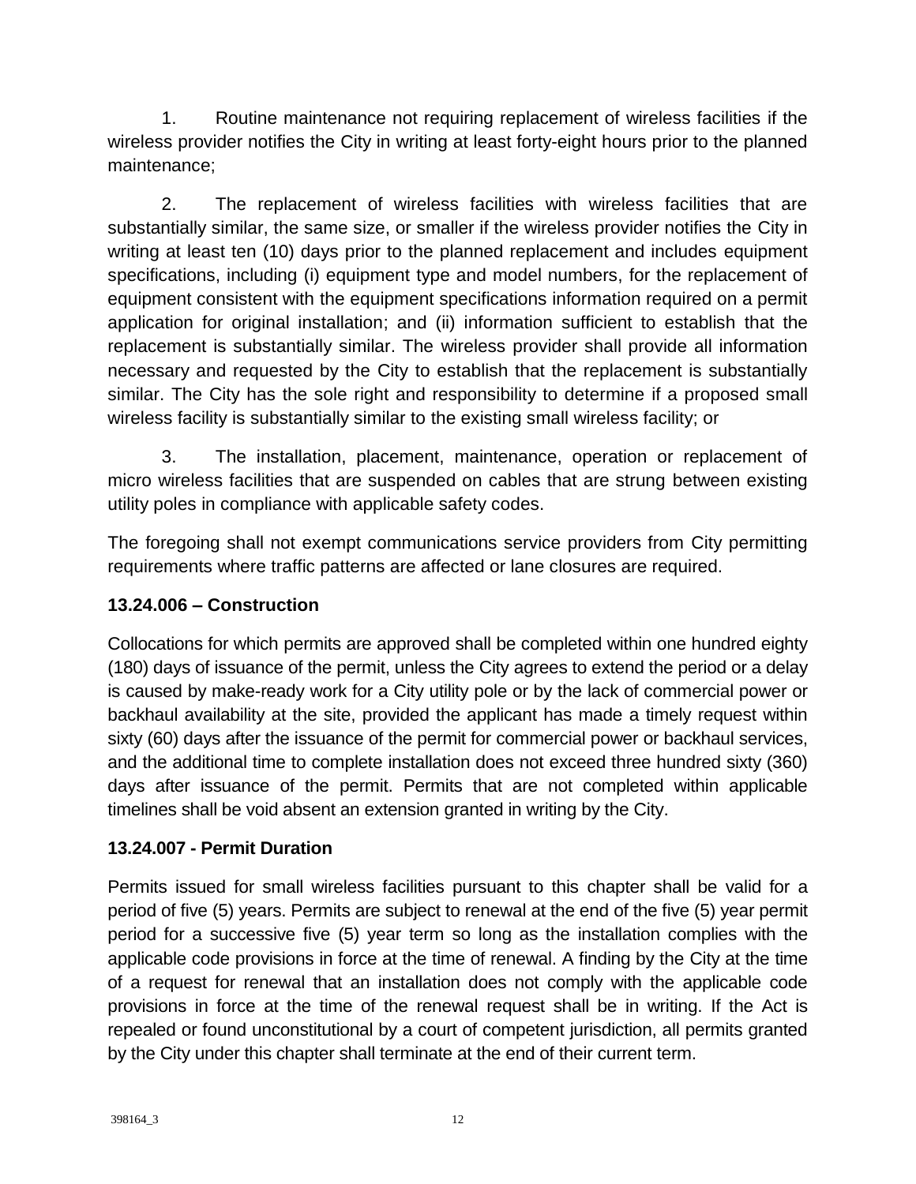1. Routine maintenance not requiring replacement of wireless facilities if the wireless provider notifies the City in writing at least forty-eight hours prior to the planned maintenance;

2. The replacement of wireless facilities with wireless facilities that are substantially similar, the same size, or smaller if the wireless provider notifies the City in writing at least ten (10) days prior to the planned replacement and includes equipment specifications, including (i) equipment type and model numbers, for the replacement of equipment consistent with the equipment specifications information required on a permit application for original installation; and (ii) information sufficient to establish that the replacement is substantially similar. The wireless provider shall provide all information necessary and requested by the City to establish that the replacement is substantially similar. The City has the sole right and responsibility to determine if a proposed small wireless facility is substantially similar to the existing small wireless facility; or

3. The installation, placement, maintenance, operation or replacement of micro wireless facilities that are suspended on cables that are strung between existing utility poles in compliance with applicable safety codes.

The foregoing shall not exempt communications service providers from City permitting requirements where traffic patterns are affected or lane closures are required.

**13.24.006 – Construction**

Collocations for which permits are approved shall be completed within one hundred eighty (180) days of issuance of the permit, unless the City agrees to extend the period or a delay is caused by make-ready work for a City utility pole or by the lack of commercial power or backhaul availability at the site, provided the applicant has made a timely request within sixty (60) days after the issuance of the permit for commercial power or backhaul services, and the additional time to complete installation does not exceed three hundred sixty (360) days after issuance of the permit. Permits that are not completed within applicable timelines shall be void absent an extension granted in writing by the City.

**13.24.007 - Permit Duration**

Permits issued for small wireless facilities pursuant to this chapter shall be valid for a period of five (5) years. Permits are subject to renewal at the end of the five (5) year permit period for a successive five (5) year term so long as the installation complies with the applicable code provisions in force at the time of renewal. A finding by the City at the time of a request for renewal that an installation does not comply with the applicable code provisions in force at the time of the renewal request shall be in writing. If the Act is repealed or found unconstitutional by a court of competent jurisdiction, all permits granted by the City under this chapter shall terminate at the end of their current term.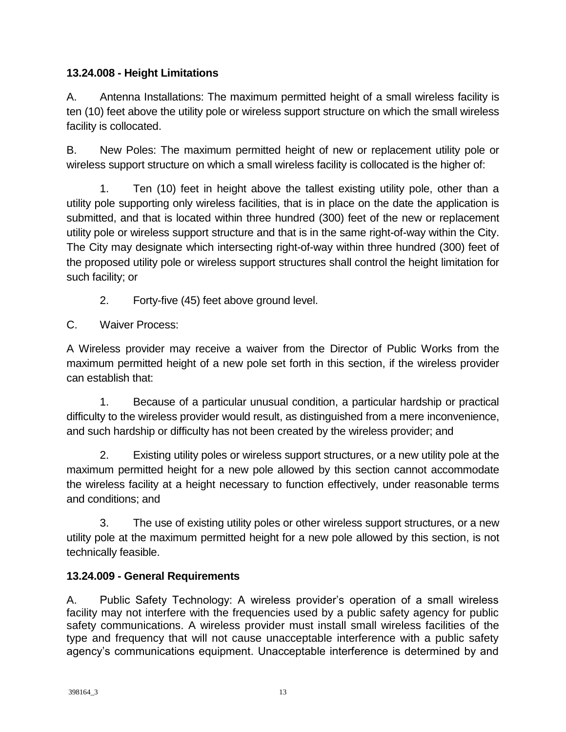**13.24.008 - Height Limitations**

A. Antenna Installations: The maximum permitted height of a small wireless facility is ten (10) feet above the utility pole or wireless support structure on which the small wireless facility is collocated.

B. New Poles: The maximum permitted height of new or replacement utility pole or wireless support structure on which a small wireless facility is collocated is the higher of:

1. Ten (10) feet in height above the tallest existing utility pole, other than a utility pole supporting only wireless facilities, that is in place on the date the application is submitted, and that is located within three hundred (300) feet of the new or replacement utility pole or wireless support structure and that is in the same right-of-way within the City. The City may designate which intersecting right-of-way within three hundred (300) feet of the proposed utility pole or wireless support structures shall control the height limitation for such facility; or

2. Forty-five (45) feet above ground level.

C. Waiver Process:

A Wireless provider may receive a waiver from the Director of Public Works from the maximum permitted height of a new pole set forth in this section, if the wireless provider can establish that:

1. Because of a particular unusual condition, a particular hardship or practical difficulty to the wireless provider would result, as distinguished from a mere inconvenience, and such hardship or difficulty has not been created by the wireless provider; and

2. Existing utility poles or wireless support structures, or a new utility pole at the maximum permitted height for a new pole allowed by this section cannot accommodate the wireless facility at a height necessary to function effectively, under reasonable terms and conditions; and

3. The use of existing utility poles or other wireless support structures, or a new utility pole at the maximum permitted height for a new pole allowed by this section, is not technically feasible.

**13.24.009 - General Requirements**

A. Public Safety Technology: A wireless provider's operation of a small wireless facility may not interfere with the frequencies used by a public safety agency for public safety communications. A wireless provider must install small wireless facilities of the type and frequency that will not cause unacceptable interference with a public safety agency's communications equipment. Unacceptable interference is determined by and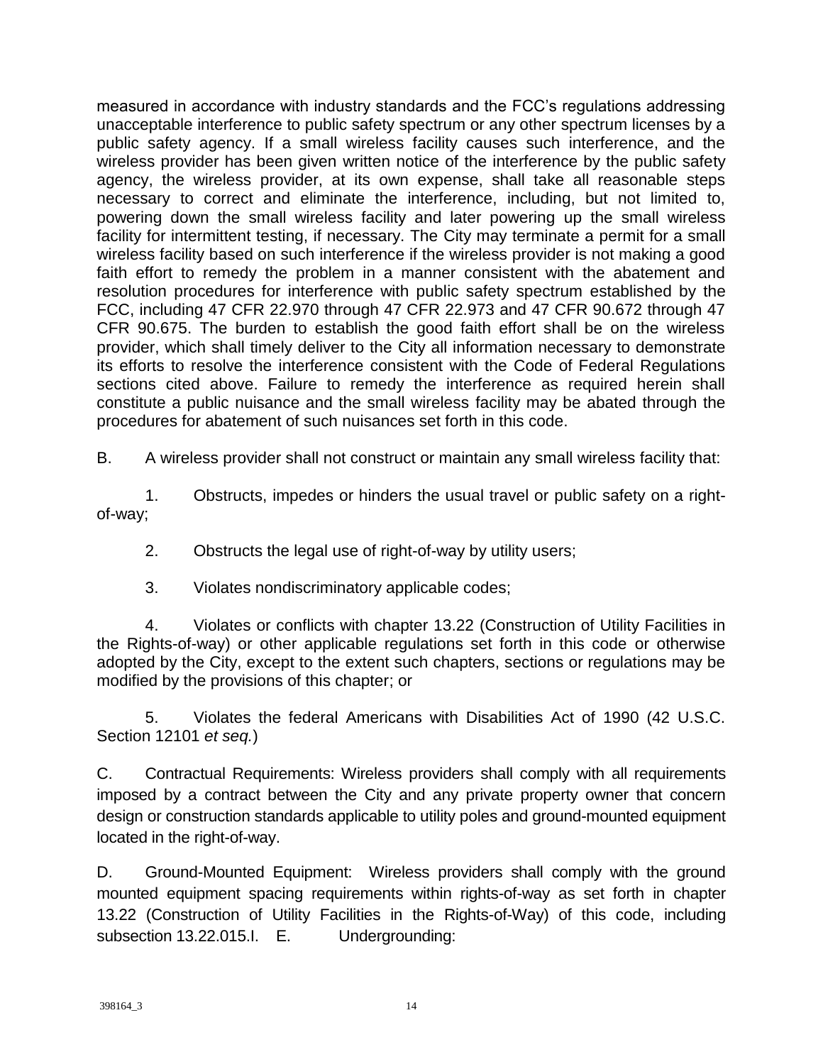measured in accordance with industry standards and the FCC's regulations addressing unacceptable interference to public safety spectrum or any other spectrum licenses by a public safety agency. If a small wireless facility causes such interference, and the wireless provider has been given written notice of the interference by the public safety agency, the wireless provider, at its own expense, shall take all reasonable steps necessary to correct and eliminate the interference, including, but not limited to, powering down the small wireless facility and later powering up the small wireless facility for intermittent testing, if necessary. The City may terminate a permit for a small wireless facility based on such interference if the wireless provider is not making a good faith effort to remedy the problem in a manner consistent with the abatement and resolution procedures for interference with public safety spectrum established by the FCC, including 47 CFR 22.970 through 47 CFR 22.973 and 47 CFR 90.672 through 47 CFR 90.675. The burden to establish the good faith effort shall be on the wireless provider, which shall timely deliver to the City all information necessary to demonstrate its efforts to resolve the interference consistent with the Code of Federal Regulations sections cited above. Failure to remedy the interference as required herein shall constitute a public nuisance and the small wireless facility may be abated through the procedures for abatement of such nuisances set forth in this code.

B. A wireless provider shall not construct or maintain any small wireless facility that:

1. Obstructs, impedes or hinders the usual travel or public safety on a right-of-way;

2. Obstructs the legal use of right-of-way by utility users;

3. Violates nondiscriminatory applicable codes;

4. Violates or conflicts with chapter 13.22 (Construction of Utility Facilities in the Rights-of-way) or other applicable regulations set forth in this code or otherwise adopted by the City, except to the extent such chapters, sections or regulations may be modified by the provisions of this chapter; or

5. Violates the federal Americans with Disabilities Act of 1990 (42 U.S.C. Section 12101 *et seq.*)

C. Contractual Requirements: Wireless providers shall comply with all requirements imposed by a contract between the City and any private property owner that concern design or construction standards applicable to utility poles and ground-mounted equipment located in the right-of-way.

D. Ground-Mounted Equipment: Wireless providers shall comply with the ground mounted equipment spacing requirements within rights-of-way as set forth in chapter 13.22 (Construction of Utility Facilities in the Rights-of-Way) of this code, including subsection 13.22.015.I.

E. Undergrounding: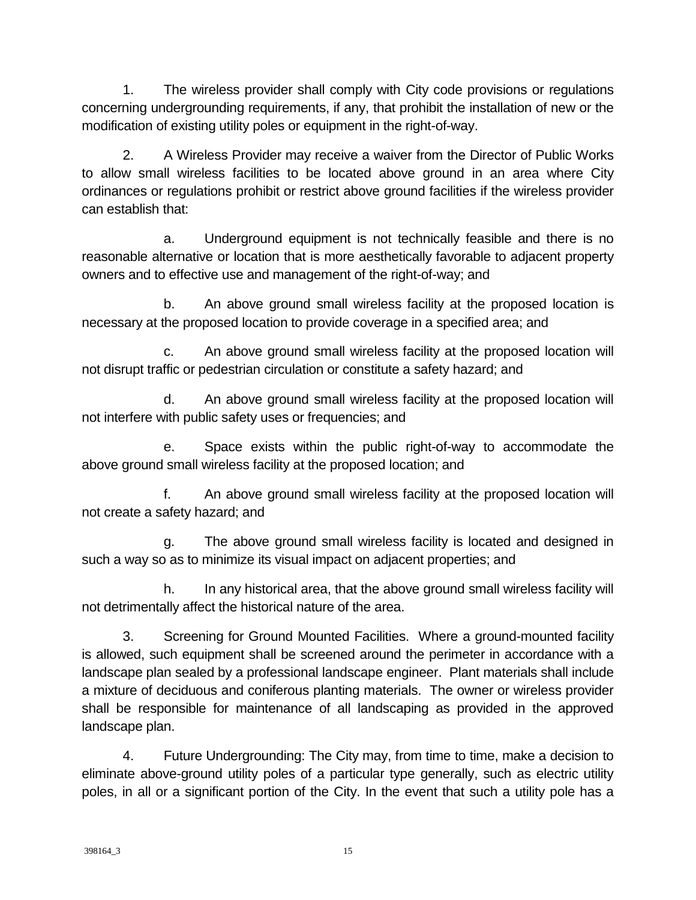1. The wireless provider shall comply with City code provisions or regulations concerning undergrounding requirements, if any, that prohibit the installation of new or the modification of existing utility poles or equipment in the right-of-way.

2. A Wireless Provider may receive a waiver from the Director of Public Works to allow small wireless facilities to be located above ground in an area where City ordinances or regulations prohibit or restrict above ground facilities if the wireless provider can establish that:

   a. Underground equipment is not technically feasible and there is no reasonable alternative or location that is more aesthetically favorable to adjacent property owners and to effective use and management of the right-of-way; and

   b. An above ground small wireless facility at the proposed location is necessary at the proposed location to provide coverage in a specified area; and

   c. An above ground small wireless facility at the proposed location will not disrupt traffic or pedestrian circulation or constitute a safety hazard; and

   d. An above ground small wireless facility at the proposed location will not interfere with public safety uses or frequencies; and

   e. Space exists within the public right-of-way to accommodate the above ground small wireless facility at the proposed location; and

   f. An above ground small wireless facility at the proposed location will not create a safety hazard; and

   g. The above ground small wireless facility is located and designed in such a way so as to minimize its visual impact on adjacent properties; and

   h. In any historical area, that the above ground small wireless facility will not detrimentally affect the historical nature of the area.

3. Screening for Ground Mounted Facilities. Where a ground-mounted facility is allowed, such equipment shall be screened around the perimeter in accordance with a landscape plan sealed by a professional landscape engineer. Plant materials shall include a mixture of deciduous and coniferous planting materials. The owner or wireless provider shall be responsible for maintenance of all landscaping as provided in the approved landscape plan.

4. Future Undergrounding: The City may, from time to time, make a decision to eliminate above-ground utility poles of a particular type generally, such as electric utility poles, in all or a significant portion of the City. In the event that such a utility pole has a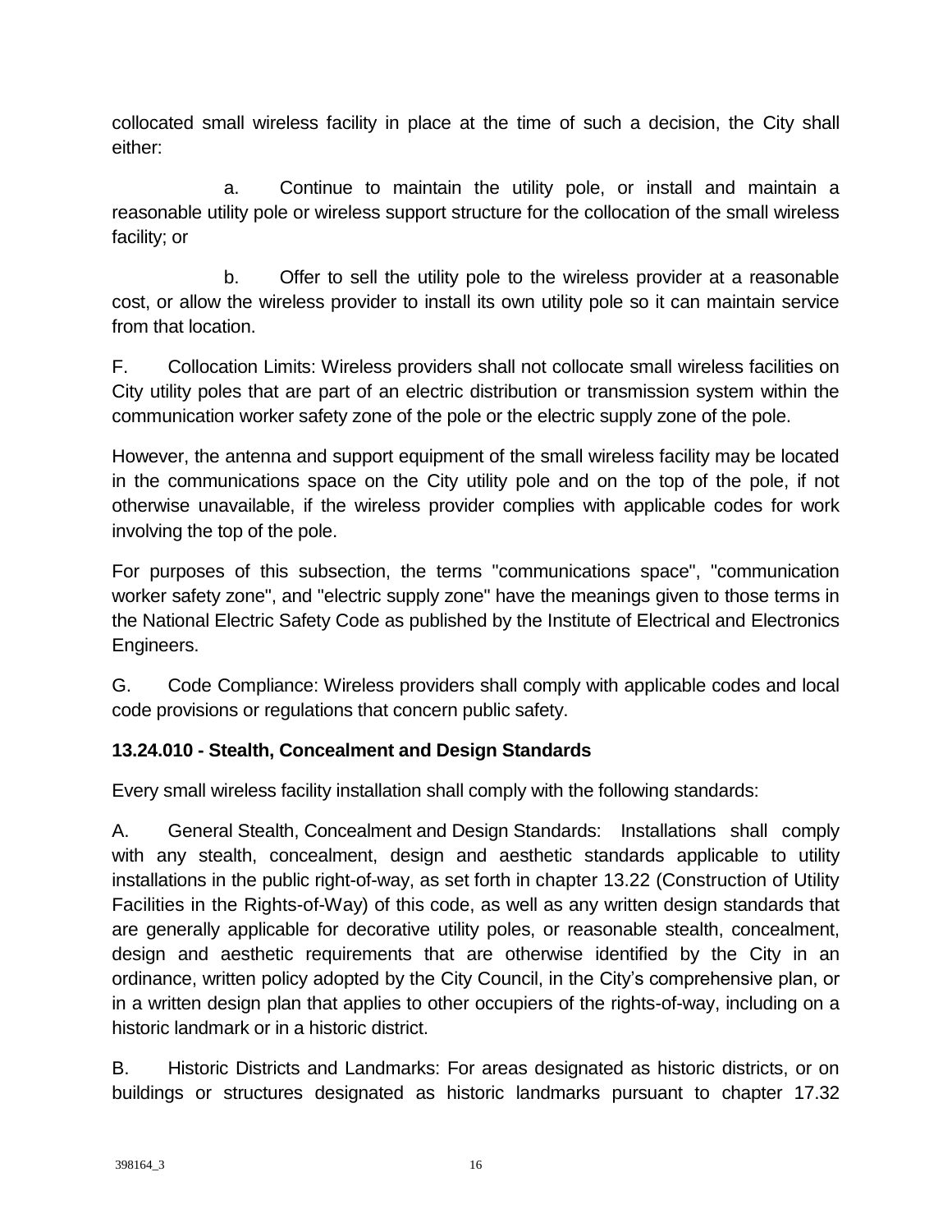collocated small wireless facility in place at the time of such a decision, the City shall either:

a. Continue to maintain the utility pole, or install and maintain a reasonable utility pole or wireless support structure for the collocation of the small wireless facility; or

b. Offer to sell the utility pole to the wireless provider at a reasonable cost, or allow the wireless provider to install its own utility pole so it can maintain service from that location.

F. Collocation Limits: Wireless providers shall not collocate small wireless facilities on City utility poles that are part of an electric distribution or transmission system within the communication worker safety zone of the pole or the electric supply zone of the pole.

However, the antenna and support equipment of the small wireless facility may be located in the communications space on the City utility pole and on the top of the pole, if not otherwise unavailable, if the wireless provider complies with applicable codes for work involving the top of the pole.

For purposes of this subsection, the terms "communications space", "communication worker safety zone", and "electric supply zone" have the meanings given to those terms in the National Electric Safety Code as published by the Institute of Electrical and Electronics Engineers.

G. Code Compliance: Wireless providers shall comply with applicable codes and local code provisions or regulations that concern public safety.

**13.24.010 - Stealth, Concealment and Design Standards**

Every small wireless facility installation shall comply with the following standards:

A. General Stealth, Concealment and Design Standards: Installations shall comply with any stealth, concealment, design and aesthetic standards applicable to utility installations in the public right-of-way, as set forth in chapter 13.22 (Construction of Utility Facilities in the Rights-of-Way) of this code, as well as any written design standards that are generally applicable for decorative utility poles, or reasonable stealth, concealment, design and aesthetic requirements that are otherwise identified by the City in an ordinance, written policy adopted by the City Council, in the City's comprehensive plan, or in a written design plan that applies to other occupiers of the rights-of-way, including on a historic landmark or in a historic district.

B. Historic Districts and Landmarks: For areas designated as historic districts, or on buildings or structures designated as historic landmarks pursuant to chapter 17.32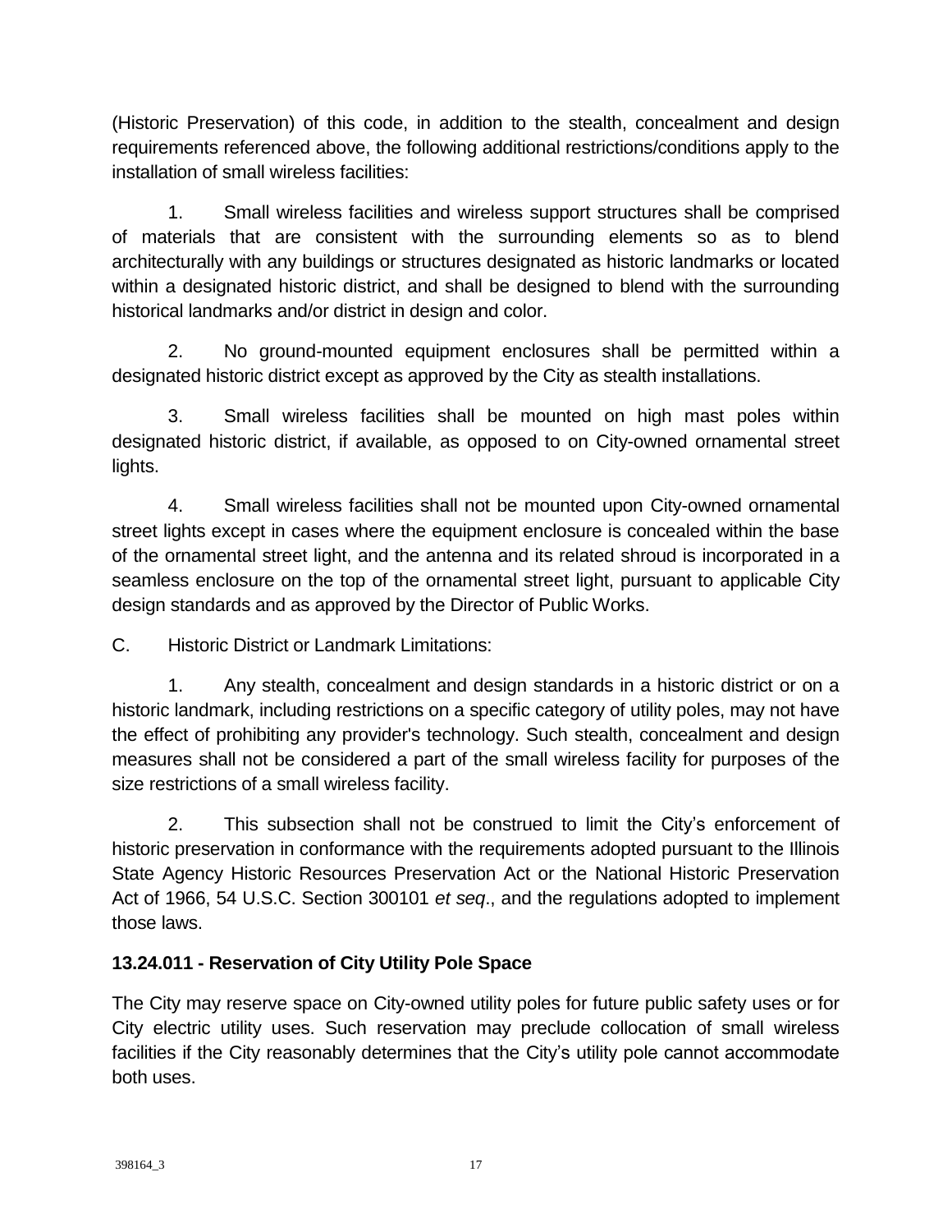(Historic Preservation) of this code, in addition to the stealth, concealment and design requirements referenced above, the following additional restrictions/conditions apply to the installation of small wireless facilities:

1. Small wireless facilities and wireless support structures shall be comprised of materials that are consistent with the surrounding elements so as to blend architecturally with any buildings or structures designated as historic landmarks or located within a designated historic district, and shall be designed to blend with the surrounding historical landmarks and/or district in design and color.

2. No ground-mounted equipment enclosures shall be permitted within a designated historic district except as approved by the City as stealth installations.

3. Small wireless facilities shall be mounted on high mast poles within designated historic district, if available, as opposed to on City-owned ornamental street lights.

4. Small wireless facilities shall not be mounted upon City-owned ornamental street lights except in cases where the equipment enclosure is concealed within the base of the ornamental street light, and the antenna and its related shroud is incorporated in a seamless enclosure on the top of the ornamental street light, pursuant to applicable City design standards and as approved by the Director of Public Works.

C. Historic District or Landmark Limitations:

1. Any stealth, concealment and design standards in a historic district or on a historic landmark, including restrictions on a specific category of utility poles, may not have the effect of prohibiting any provider's technology. Such stealth, concealment and design measures shall not be considered a part of the small wireless facility for purposes of the size restrictions of a small wireless facility.

2. This subsection shall not be construed to limit the City's enforcement of historic preservation in conformance with the requirements adopted pursuant to the Illinois State Agency Historic Resources Preservation Act or the National Historic Preservation Act of 1966, 54 U.S.C. Section 300101 *et seq*., and the regulations adopted to implement those laws.

### 13.24.011 - Reservation of City Utility Pole Space

The City may reserve space on City-owned utility poles for future public safety uses or for City electric utility uses. Such reservation may preclude collocation of small wireless facilities if the City reasonably determines that the City's utility pole cannot accommodate both uses.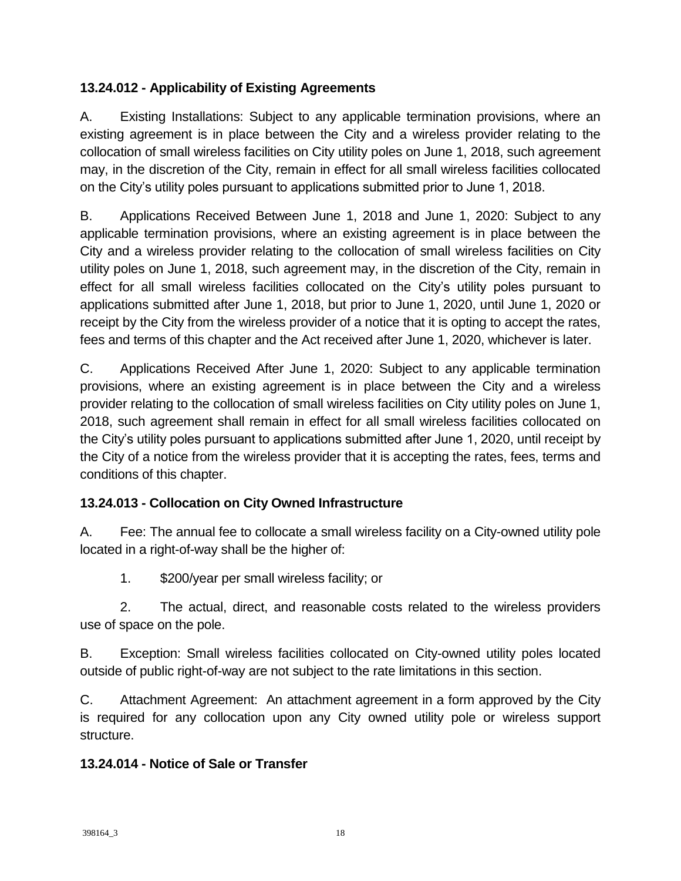**13.24.012 - Applicability of Existing Agreements**

A. Existing Installations: Subject to any applicable termination provisions, where an existing agreement is in place between the City and a wireless provider relating to the collocation of small wireless facilities on City utility poles on June 1, 2018, such agreement may, in the discretion of the City, remain in effect for all small wireless facilities collocated on the City's utility poles pursuant to applications submitted prior to June 1, 2018.

B. Applications Received Between June 1, 2018 and June 1, 2020: Subject to any applicable termination provisions, where an existing agreement is in place between the City and a wireless provider relating to the collocation of small wireless facilities on City utility poles on June 1, 2018, such agreement may, in the discretion of the City, remain in effect for all small wireless facilities collocated on the City's utility poles pursuant to applications submitted after June 1, 2018, but prior to June 1, 2020, until June 1, 2020 or receipt by the City from the wireless provider of a notice that it is opting to accept the rates, fees and terms of this chapter and the Act received after June 1, 2020, whichever is later.

C. Applications Received After June 1, 2020: Subject to any applicable termination provisions, where an existing agreement is in place between the City and a wireless provider relating to the collocation of small wireless facilities on City utility poles on June 1, 2018, such agreement shall remain in effect for all small wireless facilities collocated on the City's utility poles pursuant to applications submitted after June 1, 2020, until receipt by the City of a notice from the wireless provider that it is accepting the rates, fees, terms and conditions of this chapter.

**13.24.013 - Collocation on City Owned Infrastructure**

A. Fee: The annual fee to collocate a small wireless facility on a City-owned utility pole located in a right-of-way shall be the higher of:

1. $200/year per small wireless facility; or

2. The actual, direct, and reasonable costs related to the wireless providers use of space on the pole.

B. Exception: Small wireless facilities collocated on City-owned utility poles located outside of public right-of-way are not subject to the rate limitations in this section.

C. Attachment Agreement: An attachment agreement in a form approved by the City is required for any collocation upon any City owned utility pole or wireless support structure.

**13.24.014 - Notice of Sale or Transfer**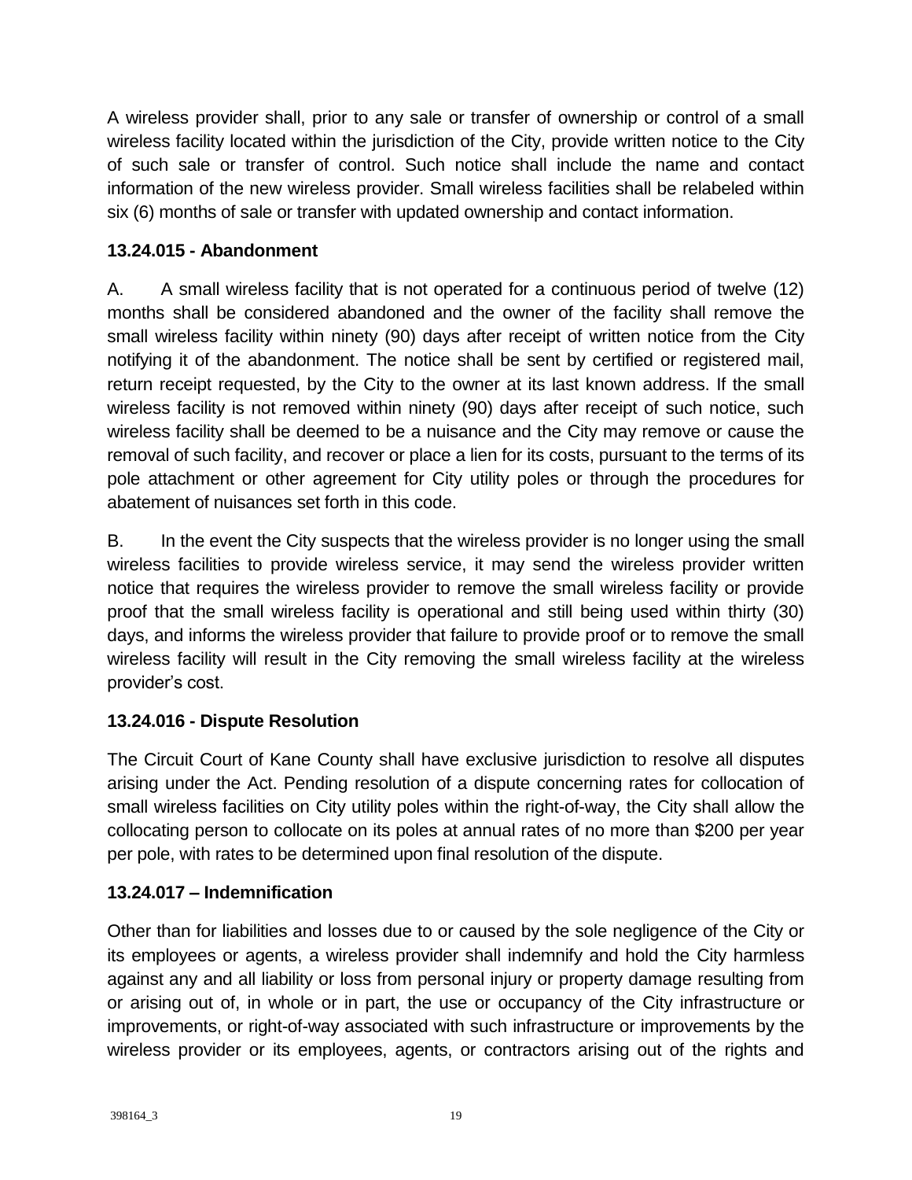A wireless provider shall, prior to any sale or transfer of ownership or control of a small wireless facility located within the jurisdiction of the City, provide written notice to the City of such sale or transfer of control. Such notice shall include the name and contact information of the new wireless provider. Small wireless facilities shall be relabeled within six (6) months of sale or transfer with updated ownership and contact information.

### 13.24.015 - Abandonment

A. A small wireless facility that is not operated for a continuous period of twelve (12) months shall be considered abandoned and the owner of the facility shall remove the small wireless facility within ninety (90) days after receipt of written notice from the City notifying it of the abandonment. The notice shall be sent by certified or registered mail, return receipt requested, by the City to the owner at its last known address. If the small wireless facility is not removed within ninety (90) days after receipt of such notice, such wireless facility shall be deemed to be a nuisance and the City may remove or cause the removal of such facility, and recover or place a lien for its costs, pursuant to the terms of its pole attachment or other agreement for City utility poles or through the procedures for abatement of nuisances set forth in this code.

B. In the event the City suspects that the wireless provider is no longer using the small wireless facilities to provide wireless service, it may send the wireless provider written notice that requires the wireless provider to remove the small wireless facility or provide proof that the small wireless facility is operational and still being used within thirty (30) days, and informs the wireless provider that failure to provide proof or to remove the small wireless facility will result in the City removing the small wireless facility at the wireless provider's cost.

### 13.24.016 - Dispute Resolution

The Circuit Court of Kane County shall have exclusive jurisdiction to resolve all disputes arising under the Act. Pending resolution of a dispute concerning rates for collocation of small wireless facilities on City utility poles within the right-of-way, the City shall allow the collocating person to collocate on its poles at annual rates of no more than $200 per year per pole, with rates to be determined upon final resolution of the dispute.

### 13.24.017 – Indemnification

Other than for liabilities and losses due to or caused by the sole negligence of the City or its employees or agents, a wireless provider shall indemnify and hold the City harmless against any and all liability or loss from personal injury or property damage resulting from or arising out of, in whole or in part, the use or occupancy of the City infrastructure or improvements, or right-of-way associated with such infrastructure or improvements by the wireless provider or its employees, agents, or contractors arising out of the rights and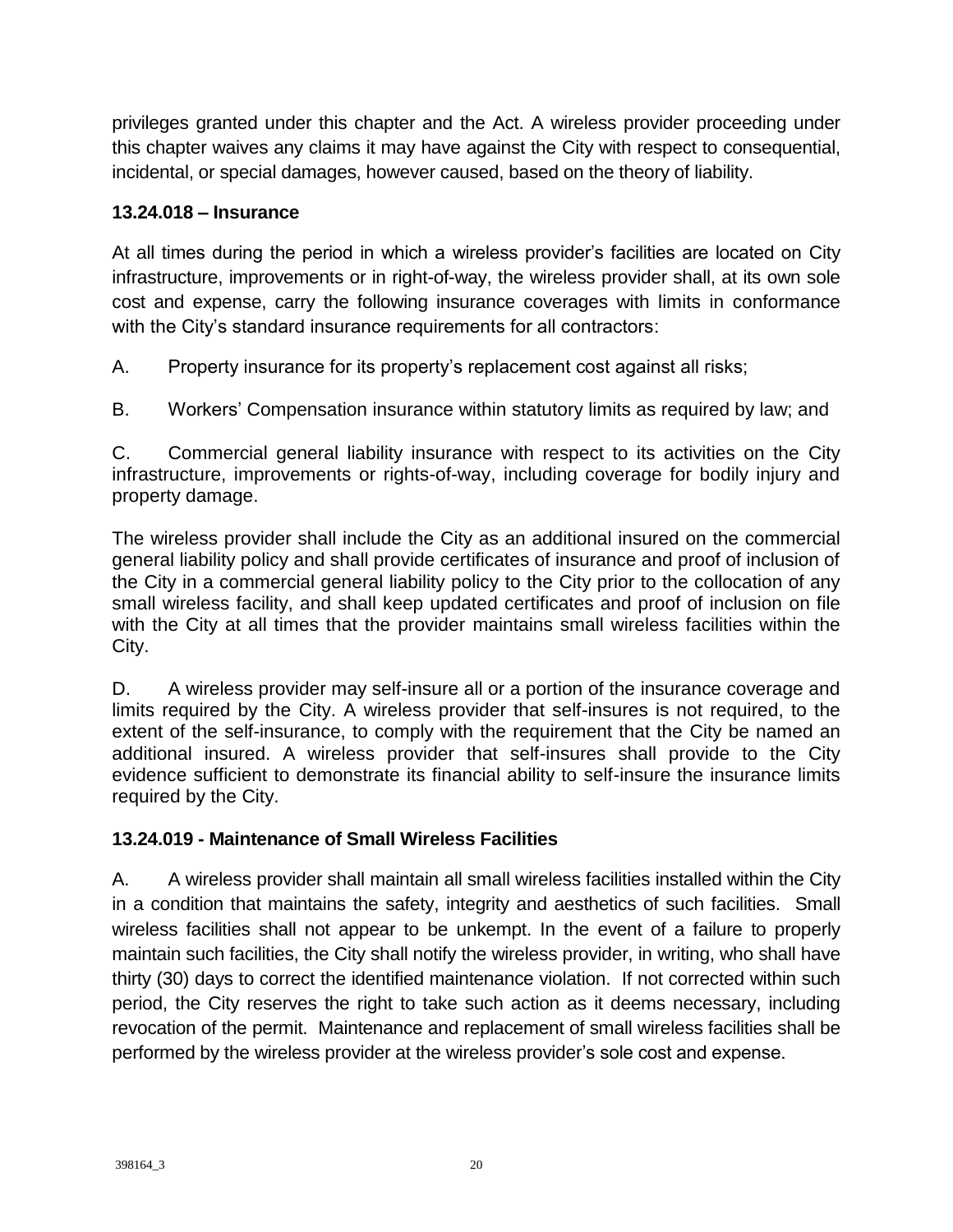privileges granted under this chapter and the Act. A wireless provider proceeding under this chapter waives any claims it may have against the City with respect to consequential, incidental, or special damages, however caused, based on the theory of liability.

### 13.24.018 – Insurance

At all times during the period in which a wireless provider's facilities are located on City infrastructure, improvements or in right-of-way, the wireless provider shall, at its own sole cost and expense, carry the following insurance coverages with limits in conformance with the City's standard insurance requirements for all contractors:

A. Property insurance for its property's replacement cost against all risks;

B. Workers' Compensation insurance within statutory limits as required by law; and

C. Commercial general liability insurance with respect to its activities on the City infrastructure, improvements or rights-of-way, including coverage for bodily injury and property damage.

The wireless provider shall include the City as an additional insured on the commercial general liability policy and shall provide certificates of insurance and proof of inclusion of the City in a commercial general liability policy to the City prior to the collocation of any small wireless facility, and shall keep updated certificates and proof of inclusion on file with the City at all times that the provider maintains small wireless facilities within the City.

D. A wireless provider may self-insure all or a portion of the insurance coverage and limits required by the City. A wireless provider that self-insures is not required, to the extent of the self-insurance, to comply with the requirement that the City be named an additional insured. A wireless provider that self-insures shall provide to the City evidence sufficient to demonstrate its financial ability to self-insure the insurance limits required by the City.

### 13.24.019 - Maintenance of Small Wireless Facilities

A. A wireless provider shall maintain all small wireless facilities installed within the City in a condition that maintains the safety, integrity and aesthetics of such facilities. Small wireless facilities shall not appear to be unkempt. In the event of a failure to properly maintain such facilities, the City shall notify the wireless provider, in writing, who shall have thirty (30) days to correct the identified maintenance violation. If not corrected within such period, the City reserves the right to take such action as it deems necessary, including revocation of the permit. Maintenance and replacement of small wireless facilities shall be performed by the wireless provider at the wireless provider's sole cost and expense.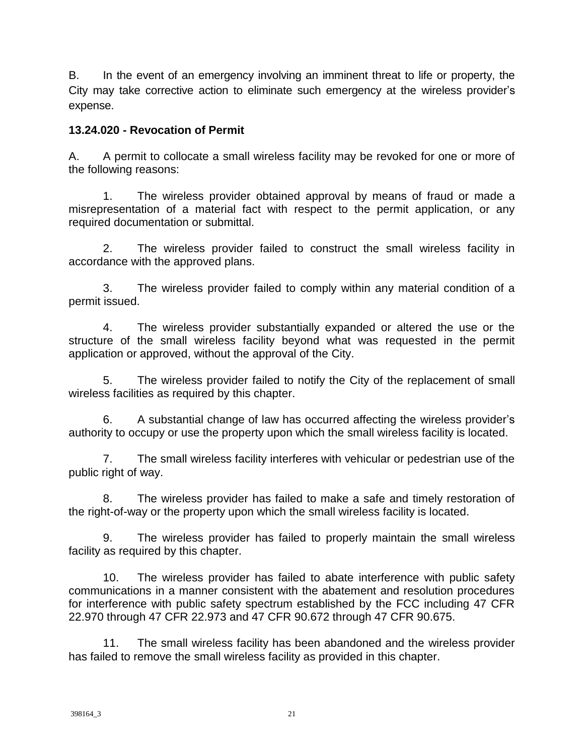B. In the event of an emergency involving an imminent threat to life or property, the City may take corrective action to eliminate such emergency at the wireless provider's expense.

**13.24.020 - Revocation of Permit**

A. A permit to collocate a small wireless facility may be revoked for one or more of the following reasons:

1. The wireless provider obtained approval by means of fraud or made a misrepresentation of a material fact with respect to the permit application, or any required documentation or submittal.

2. The wireless provider failed to construct the small wireless facility in accordance with the approved plans.

3. The wireless provider failed to comply within any material condition of a permit issued.

4. The wireless provider substantially expanded or altered the use or the structure of the small wireless facility beyond what was requested in the permit application or approved, without the approval of the City.

5. The wireless provider failed to notify the City of the replacement of small wireless facilities as required by this chapter.

6. A substantial change of law has occurred affecting the wireless provider's authority to occupy or use the property upon which the small wireless facility is located.

7. The small wireless facility interferes with vehicular or pedestrian use of the public right of way.

8. The wireless provider has failed to make a safe and timely restoration of the right-of-way or the property upon which the small wireless facility is located.

9. The wireless provider has failed to properly maintain the small wireless facility as required by this chapter.

10. The wireless provider has failed to abate interference with public safety communications in a manner consistent with the abatement and resolution procedures for interference with public safety spectrum established by the FCC including 47 CFR 22.970 through 47 CFR 22.973 and 47 CFR 90.672 through 47 CFR 90.675.

11. The small wireless facility has been abandoned and the wireless provider has failed to remove the small wireless facility as provided in this chapter.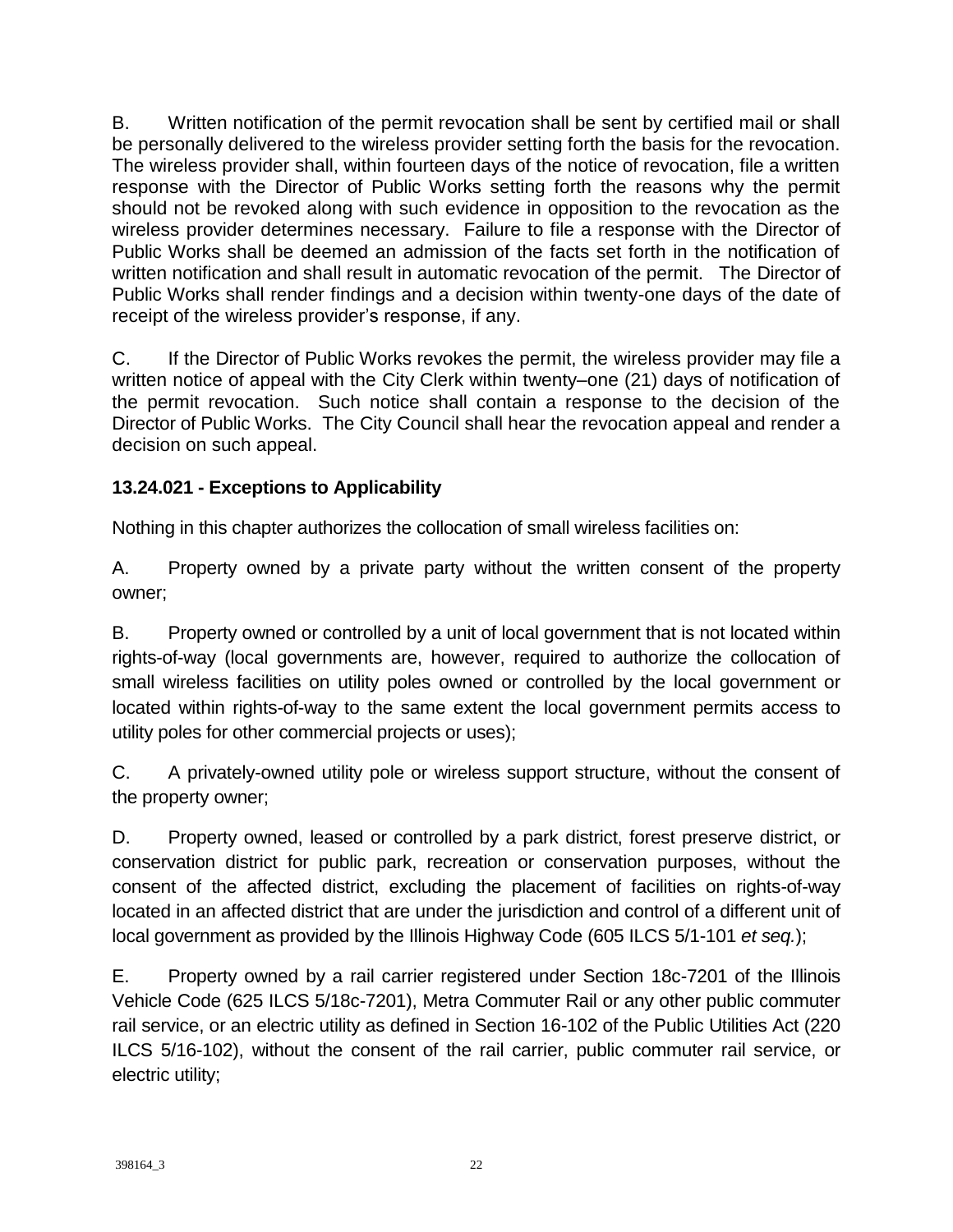B. Written notification of the permit revocation shall be sent by certified mail or shall be personally delivered to the wireless provider setting forth the basis for the revocation. The wireless provider shall, within fourteen days of the notice of revocation, file a written response with the Director of Public Works setting forth the reasons why the permit should not be revoked along with such evidence in opposition to the revocation as the wireless provider determines necessary. Failure to file a response with the Director of Public Works shall be deemed an admission of the facts set forth in the notification of written notification and shall result in automatic revocation of the permit. The Director of Public Works shall render findings and a decision within twenty-one days of the date of receipt of the wireless provider's response, if any.

C. If the Director of Public Works revokes the permit, the wireless provider may file a written notice of appeal with the City Clerk within twenty–one (21) days of notification of the permit revocation. Such notice shall contain a response to the decision of the Director of Public Works. The City Council shall hear the revocation appeal and render a decision on such appeal.

**13.24.021 - Exceptions to Applicability**

Nothing in this chapter authorizes the collocation of small wireless facilities on:

A. Property owned by a private party without the written consent of the property owner;

B. Property owned or controlled by a unit of local government that is not located within rights-of-way (local governments are, however, required to authorize the collocation of small wireless facilities on utility poles owned or controlled by the local government or located within rights-of-way to the same extent the local government permits access to utility poles for other commercial projects or uses);

C. A privately-owned utility pole or wireless support structure, without the consent of the property owner;

D. Property owned, leased or controlled by a park district, forest preserve district, or conservation district for public park, recreation or conservation purposes, without the consent of the affected district, excluding the placement of facilities on rights-of-way located in an affected district that are under the jurisdiction and control of a different unit of local government as provided by the Illinois Highway Code (605 ILCS 5/1-101 *et seq.*);

E. Property owned by a rail carrier registered under Section 18c-7201 of the Illinois Vehicle Code (625 ILCS 5/18c-7201), Metra Commuter Rail or any other public commuter rail service, or an electric utility as defined in Section 16-102 of the Public Utilities Act (220 ILCS 5/16-102), without the consent of the rail carrier, public commuter rail service, or electric utility;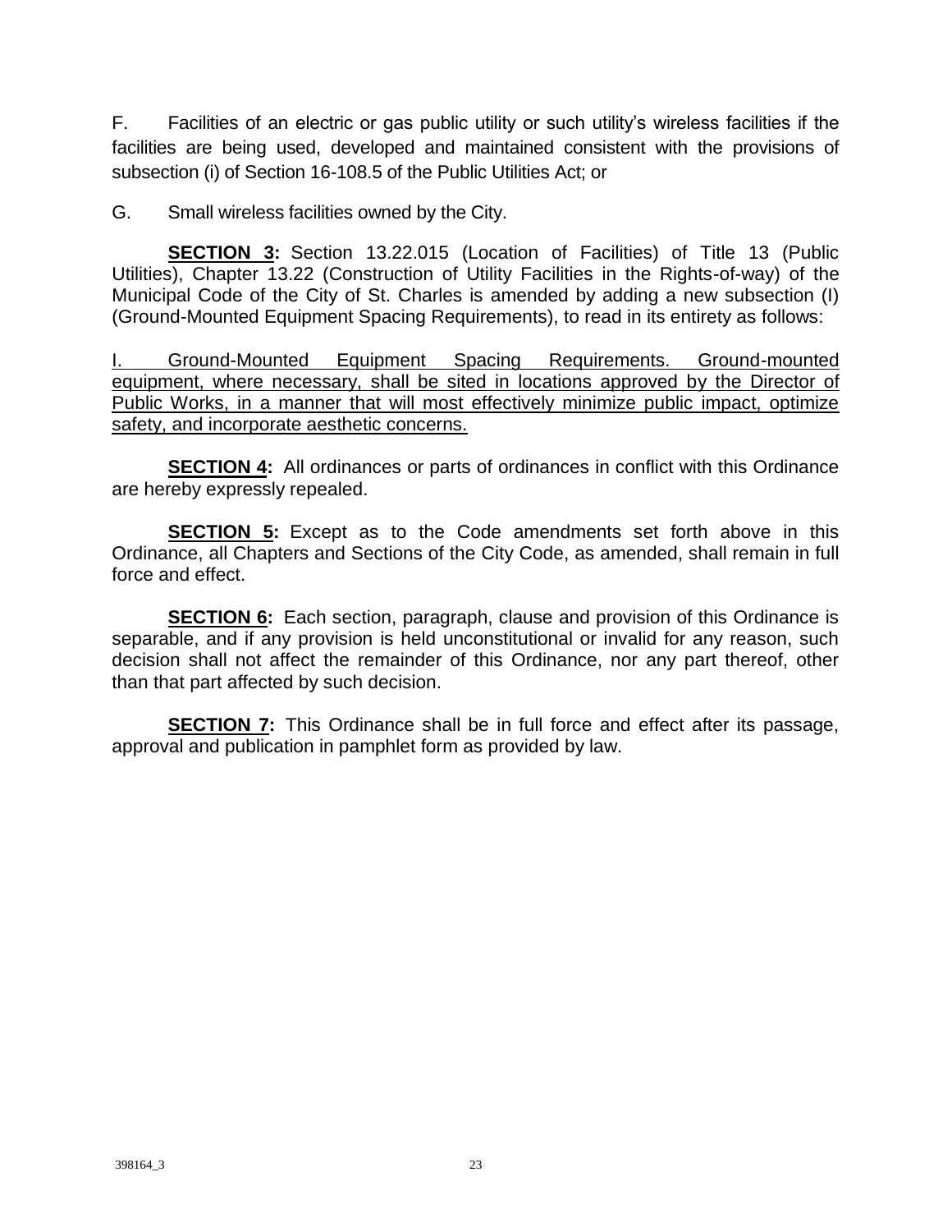F. Facilities of an electric or gas public utility or such utility's wireless facilities if the facilities are being used, developed and maintained consistent with the provisions of subsection (i) of Section 16-108.5 of the Public Utilities Act; or

G. Small wireless facilities owned by the City.

**SECTION 3:** Section 13.22.015 (Location of Facilities) of Title 13 (Public Utilities), Chapter 13.22 (Construction of Utility Facilities in the Rights-of-way) of the Municipal Code of the City of St. Charles is amended by adding a new subsection (I) (Ground-Mounted Equipment Spacing Requirements), to read in its entirety as follows:

<u>I. Ground-Mounted Equipment Spacing Requirements. Ground-mounted equipment, where necessary, shall be sited in locations approved by the Director of Public Works, in a manner that will most effectively minimize public impact, optimize safety, and incorporate aesthetic concerns.</u>

**SECTION 4:** All ordinances or parts of ordinances in conflict with this Ordinance are hereby expressly repealed.

**SECTION 5:** Except as to the Code amendments set forth above in this Ordinance, all Chapters and Sections of the City Code, as amended, shall remain in full force and effect.

**SECTION 6:** Each section, paragraph, clause and provision of this Ordinance is separable, and if any provision is held unconstitutional or invalid for any reason, such decision shall not affect the remainder of this Ordinance, nor any part thereof, other than that part affected by such decision.

**SECTION 7:** This Ordinance shall be in full force and effect after its passage, approval and publication in pamphlet form as provided by law.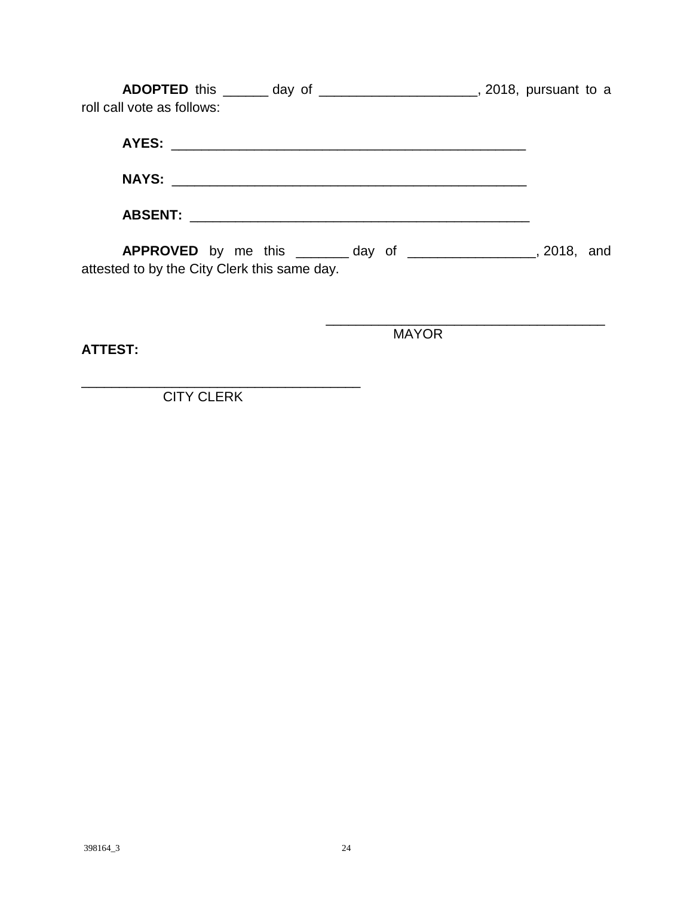**ADOPTED** this ______ day of _____________________, 2018, pursuant to a roll call vote as follows:

**AYES:** _______________________________________________

**NAYS:** _______________________________________________

**ABSENT:** _____________________________________________

**APPROVED** by me this _______ day of _________________, 2018, and attested to by the City Clerk this same day.

_____________________________________
MAYOR

**ATTEST:**

_____________________________________
CITY CLERK

398164_3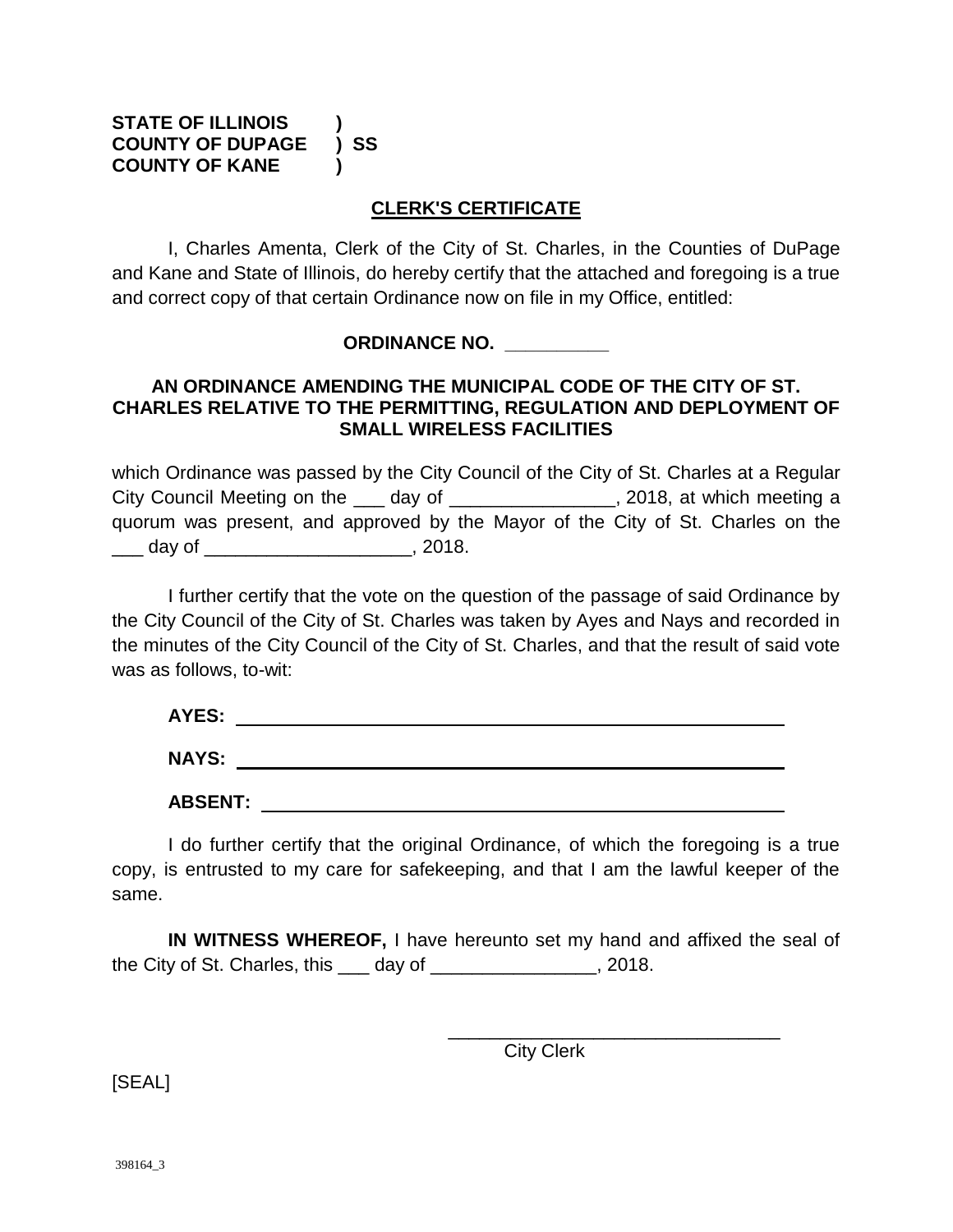**STATE OF ILLINOIS )**
**COUNTY OF DUPAGE ) SS**
**COUNTY OF KANE )**

## CLERK'S CERTIFICATE

I, Charles Amenta, Clerk of the City of St. Charles, in the Counties of DuPage and Kane and State of Illinois, do hereby certify that the attached and foregoing is a true and correct copy of that certain Ordinance now on file in my Office, entitled:

**ORDINANCE NO. __________**

**AN ORDINANCE AMENDING THE MUNICIPAL CODE OF THE CITY OF ST. CHARLES RELATIVE TO THE PERMITTING, REGULATION AND DEPLOYMENT OF SMALL WIRELESS FACILITIES**

which Ordinance was passed by the City Council of the City of St. Charles at a Regular City Council Meeting on the ___ day of ________________, 2018, at which meeting a quorum was present, and approved by the Mayor of the City of St. Charles on the ___ day of ____________________, 2018.

I further certify that the vote on the question of the passage of said Ordinance by the City Council of the City of St. Charles was taken by Ayes and Nays and recorded in the minutes of the City Council of the City of St. Charles, and that the result of said vote was as follows, to-wit:

**AYES:** ____________________________________________

**NAYS:** ____________________________________________

**ABSENT:** ____________________________________________

I do further certify that the original Ordinance, of which the foregoing is a true copy, is entrusted to my care for safekeeping, and that I am the lawful keeper of the same.

**IN WITNESS WHEREOF,** I have hereunto set my hand and affixed the seal of the City of St. Charles, this ___ day of ________________, 2018.

________________________________
City Clerk

[SEAL]

398164_3